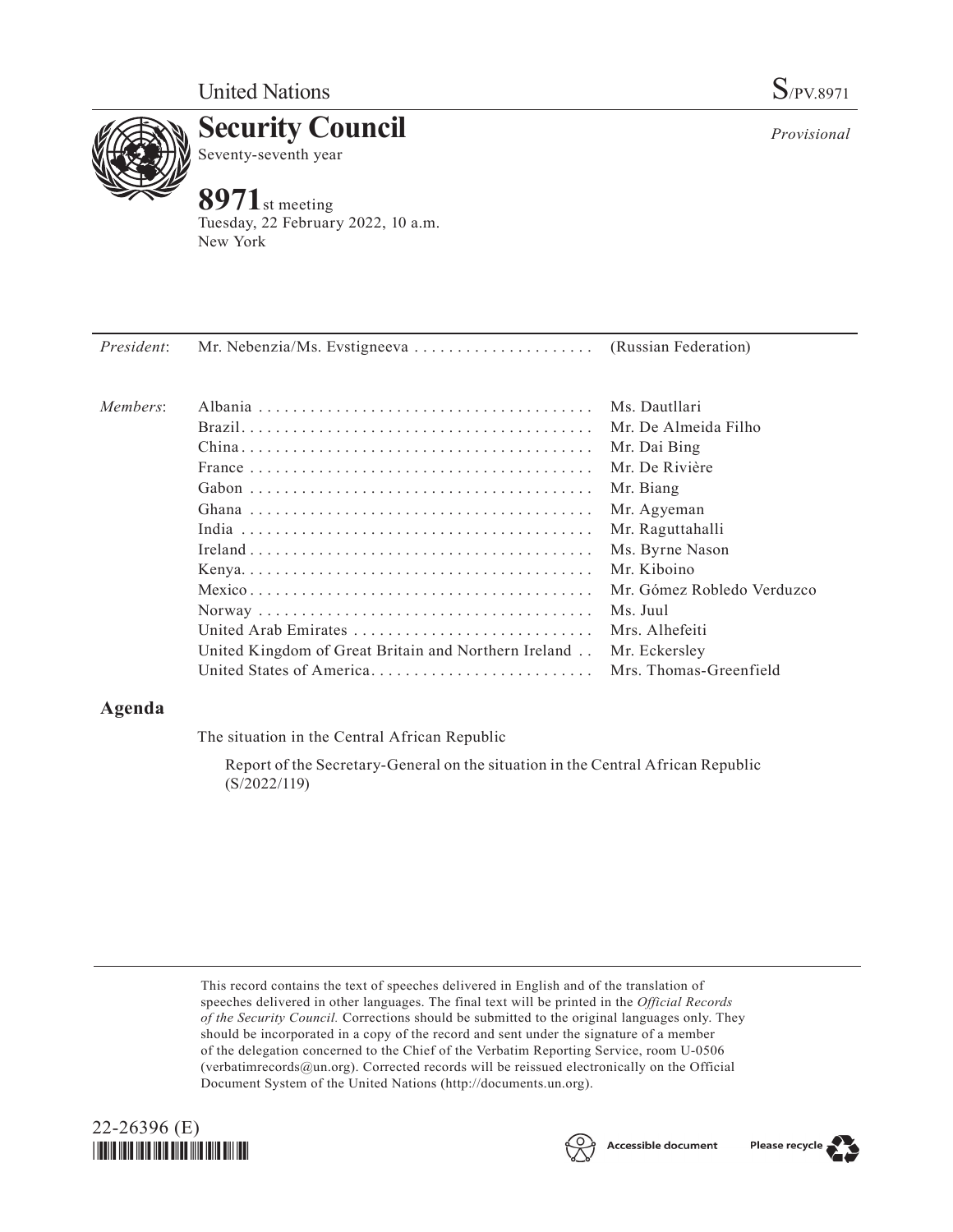United Nations

S/PV.8971

# Security Council

Seventy-seventh year

*Provisional*

## 8971st meeting

Tuesday, 22 February 2022, 10 a.m.
New York

| | | |
|---|---|---|
| *President*: | Mr. Nebenzia/Ms. Evstigneeva | (Russian Federation) |
| *Members*: | Albania | Ms. Dautllari |
| | Brazil | Mr. De Almeida Filho |
| | China | Mr. Dai Bing |
| | France | Mr. De Rivière |
| | Gabon | Mr. Biang |
| | Ghana | Mr. Agyeman |
| | India | Mr. Raguttahalli |
| | Ireland | Ms. Byrne Nason |
| | Kenya | Mr. Kiboino |
| | Mexico | Mr. Gómez Robledo Verduzco |
| | Norway | Ms. Juul |
| | United Arab Emirates | Mrs. Alhefeiti |
| | United Kingdom of Great Britain and Northern Ireland | Mr. Eckersley |
| | United States of America | Mrs. Thomas-Greenfield |

## Agenda

The situation in the Central African Republic

Report of the Secretary-General on the situation in the Central African Republic (S/2022/119)

This record contains the text of speeches delivered in English and of the translation of speeches delivered in other languages. The final text will be printed in the *Official Records of the Security Council.* Corrections should be submitted to the original languages only. They should be incorporated in a copy of the record and sent under the signature of a member of the delegation concerned to the Chief of the Verbatim Reporting Service, room U-0506 (verbatimrecords@un.org). Corrected records will be reissued electronically on the Official Document System of the United Nations (http://documents.un.org).

22-26396 (E)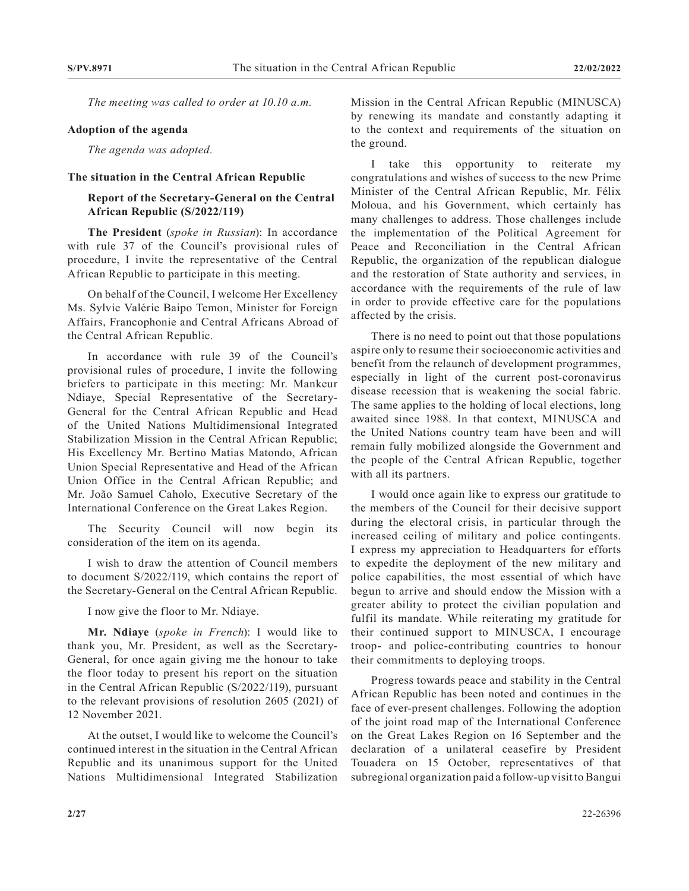*The meeting was called to order at 10.10 a.m.*

**Adoption of the agenda**

*The agenda was adopted.*

**The situation in the Central African Republic**

**Report of the Secretary-General on the Central African Republic (S/2022/119)**

**The President** (*spoke in Russian*): In accordance with rule 37 of the Council's provisional rules of procedure, I invite the representative of the Central African Republic to participate in this meeting.

On behalf of the Council, I welcome Her Excellency Ms. Sylvie Valérie Baipo Temon, Minister for Foreign Affairs, Francophonie and Central Africans Abroad of the Central African Republic.

In accordance with rule 39 of the Council's provisional rules of procedure, I invite the following briefers to participate in this meeting: Mr. Mankeur Ndiaye, Special Representative of the Secretary-General for the Central African Republic and Head of the United Nations Multidimensional Integrated Stabilization Mission in the Central African Republic; His Excellency Mr. Bertino Matias Matondo, African Union Special Representative and Head of the African Union Office in the Central African Republic; and Mr. João Samuel Caholo, Executive Secretary of the International Conference on the Great Lakes Region.

The Security Council will now begin its consideration of the item on its agenda.

I wish to draw the attention of Council members to document S/2022/119, which contains the report of the Secretary-General on the Central African Republic.

I now give the floor to Mr. Ndiaye.

**Mr. Ndiaye** (*spoke in French*): I would like to thank you, Mr. President, as well as the Secretary-General, for once again giving me the honour to take the floor today to present his report on the situation in the Central African Republic (S/2022/119), pursuant to the relevant provisions of resolution 2605 (2021) of 12 November 2021.

At the outset, I would like to welcome the Council's continued interest in the situation in the Central African Republic and its unanimous support for the United Nations Multidimensional Integrated Stabilization Mission in the Central African Republic (MINUSCA) by renewing its mandate and constantly adapting it to the context and requirements of the situation on the ground.

I take this opportunity to reiterate my congratulations and wishes of success to the new Prime Minister of the Central African Republic, Mr. Félix Moloua, and his Government, which certainly has many challenges to address. Those challenges include the implementation of the Political Agreement for Peace and Reconciliation in the Central African Republic, the organization of the republican dialogue and the restoration of State authority and services, in accordance with the requirements of the rule of law in order to provide effective care for the populations affected by the crisis.

There is no need to point out that those populations aspire only to resume their socioeconomic activities and benefit from the relaunch of development programmes, especially in light of the current post-coronavirus disease recession that is weakening the social fabric. The same applies to the holding of local elections, long awaited since 1988. In that context, MINUSCA and the United Nations country team have been and will remain fully mobilized alongside the Government and the people of the Central African Republic, together with all its partners.

I would once again like to express our gratitude to the members of the Council for their decisive support during the electoral crisis, in particular through the increased ceiling of military and police contingents. I express my appreciation to Headquarters for efforts to expedite the deployment of the new military and police capabilities, the most essential of which have begun to arrive and should endow the Mission with a greater ability to protect the civilian population and fulfil its mandate. While reiterating my gratitude for their continued support to MINUSCA, I encourage troop- and police-contributing countries to honour their commitments to deploying troops.

Progress towards peace and stability in the Central African Republic has been noted and continues in the face of ever-present challenges. Following the adoption of the joint road map of the International Conference on the Great Lakes Region on 16 September and the declaration of a unilateral ceasefire by President Touadera on 15 October, representatives of that subregional organization paid a follow-up visit to Bangui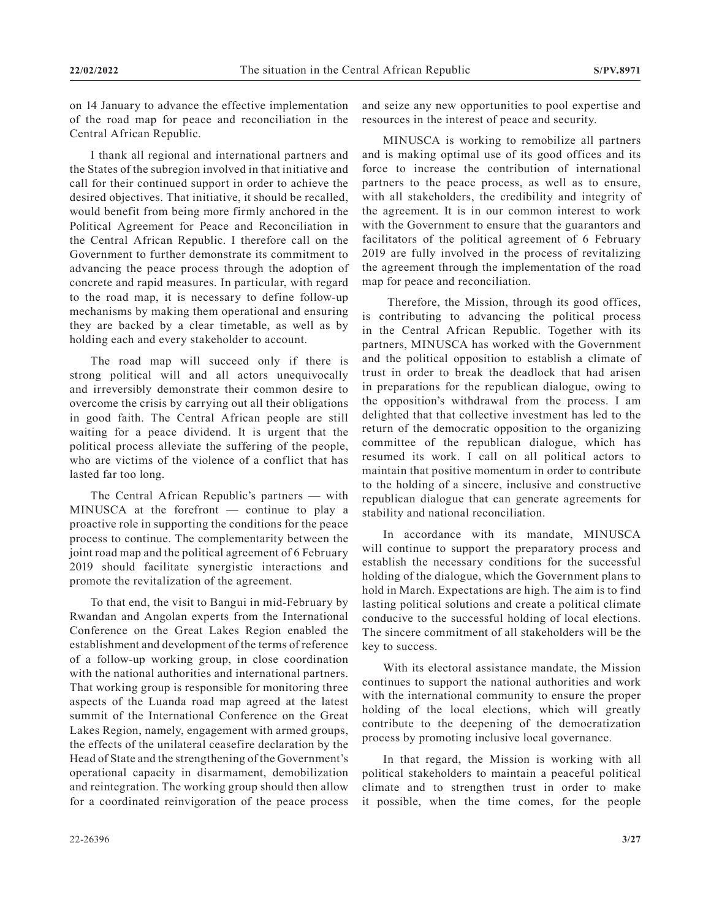on 14 January to advance the effective implementation of the road map for peace and reconciliation in the Central African Republic.

I thank all regional and international partners and the States of the subregion involved in that initiative and call for their continued support in order to achieve the desired objectives. That initiative, it should be recalled, would benefit from being more firmly anchored in the Political Agreement for Peace and Reconciliation in the Central African Republic. I therefore call on the Government to further demonstrate its commitment to advancing the peace process through the adoption of concrete and rapid measures. In particular, with regard to the road map, it is necessary to define follow-up mechanisms by making them operational and ensuring they are backed by a clear timetable, as well as by holding each and every stakeholder to account.

The road map will succeed only if there is strong political will and all actors unequivocally and irreversibly demonstrate their common desire to overcome the crisis by carrying out all their obligations in good faith. The Central African people are still waiting for a peace dividend. It is urgent that the political process alleviate the suffering of the people, who are victims of the violence of a conflict that has lasted far too long.

The Central African Republic's partners — with MINUSCA at the forefront — continue to play a proactive role in supporting the conditions for the peace process to continue. The complementarity between the joint road map and the political agreement of 6 February 2019 should facilitate synergistic interactions and promote the revitalization of the agreement.

To that end, the visit to Bangui in mid-February by Rwandan and Angolan experts from the International Conference on the Great Lakes Region enabled the establishment and development of the terms of reference of a follow-up working group, in close coordination with the national authorities and international partners. That working group is responsible for monitoring three aspects of the Luanda road map agreed at the latest summit of the International Conference on the Great Lakes Region, namely, engagement with armed groups, the effects of the unilateral ceasefire declaration by the Head of State and the strengthening of the Government's operational capacity in disarmament, demobilization and reintegration. The working group should then allow for a coordinated reinvigoration of the peace process and seize any new opportunities to pool expertise and resources in the interest of peace and security.

MINUSCA is working to remobilize all partners and is making optimal use of its good offices and its force to increase the contribution of international partners to the peace process, as well as to ensure, with all stakeholders, the credibility and integrity of the agreement. It is in our common interest to work with the Government to ensure that the guarantors and facilitators of the political agreement of 6 February 2019 are fully involved in the process of revitalizing the agreement through the implementation of the road map for peace and reconciliation.

Therefore, the Mission, through its good offices, is contributing to advancing the political process in the Central African Republic. Together with its partners, MINUSCA has worked with the Government and the political opposition to establish a climate of trust in order to break the deadlock that had arisen in preparations for the republican dialogue, owing to the opposition's withdrawal from the process. I am delighted that that collective investment has led to the return of the democratic opposition to the organizing committee of the republican dialogue, which has resumed its work. I call on all political actors to maintain that positive momentum in order to contribute to the holding of a sincere, inclusive and constructive republican dialogue that can generate agreements for stability and national reconciliation.

In accordance with its mandate, MINUSCA will continue to support the preparatory process and establish the necessary conditions for the successful holding of the dialogue, which the Government plans to hold in March. Expectations are high. The aim is to find lasting political solutions and create a political climate conducive to the successful holding of local elections. The sincere commitment of all stakeholders will be the key to success.

With its electoral assistance mandate, the Mission continues to support the national authorities and work with the international community to ensure the proper holding of the local elections, which will greatly contribute to the deepening of the democratization process by promoting inclusive local governance.

In that regard, the Mission is working with all political stakeholders to maintain a peaceful political climate and to strengthen trust in order to make it possible, when the time comes, for the people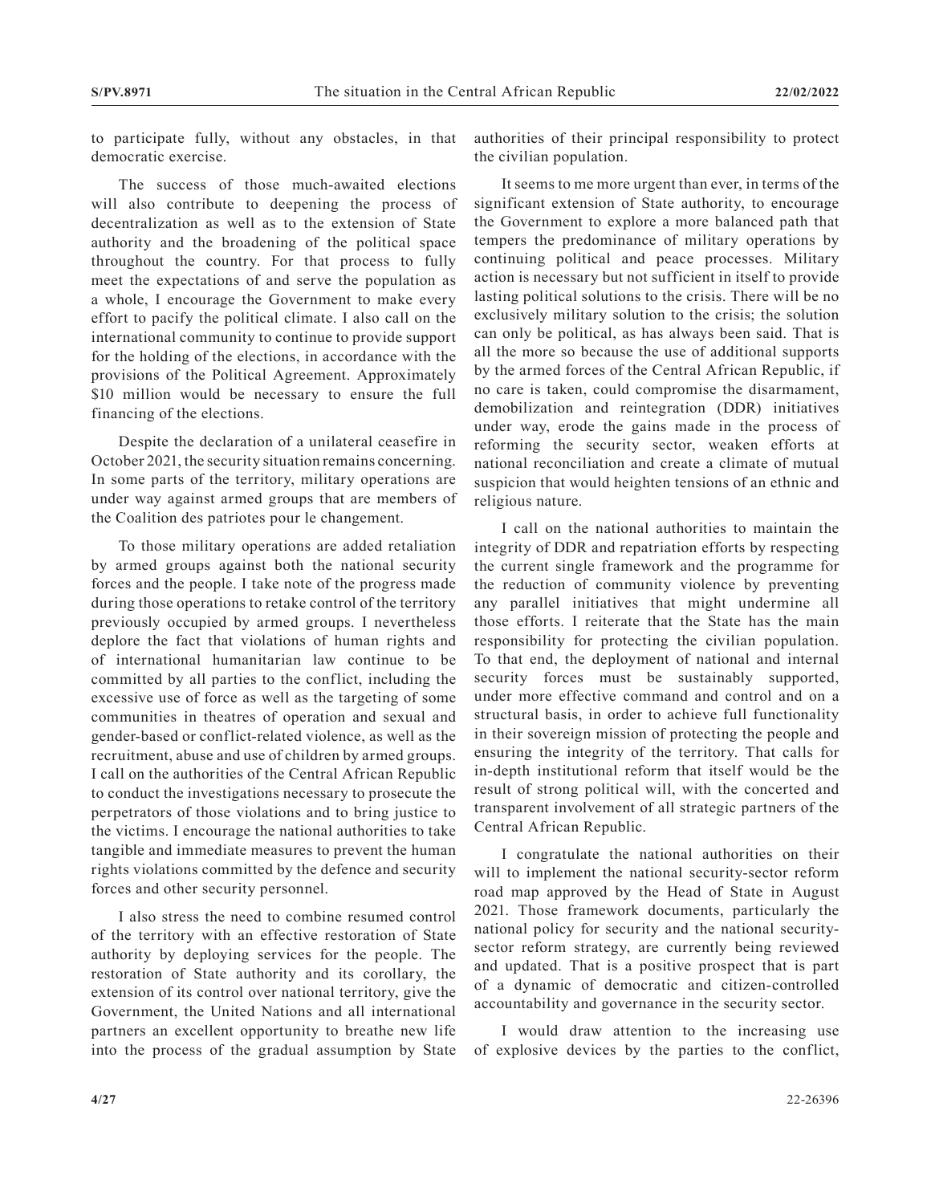to participate fully, without any obstacles, in that democratic exercise.

The success of those much-awaited elections will also contribute to deepening the process of decentralization as well as to the extension of State authority and the broadening of the political space throughout the country. For that process to fully meet the expectations of and serve the population as a whole, I encourage the Government to make every effort to pacify the political climate. I also call on the international community to continue to provide support for the holding of the elections, in accordance with the provisions of the Political Agreement. Approximately $10 million would be necessary to ensure the full financing of the elections.

Despite the declaration of a unilateral ceasefire in October 2021, the security situation remains concerning. In some parts of the territory, military operations are under way against armed groups that are members of the Coalition des patriotes pour le changement.

To those military operations are added retaliation by armed groups against both the national security forces and the people. I take note of the progress made during those operations to retake control of the territory previously occupied by armed groups. I nevertheless deplore the fact that violations of human rights and of international humanitarian law continue to be committed by all parties to the conflict, including the excessive use of force as well as the targeting of some communities in theatres of operation and sexual and gender-based or conflict-related violence, as well as the recruitment, abuse and use of children by armed groups. I call on the authorities of the Central African Republic to conduct the investigations necessary to prosecute the perpetrators of those violations and to bring justice to the victims. I encourage the national authorities to take tangible and immediate measures to prevent the human rights violations committed by the defence and security forces and other security personnel.

I also stress the need to combine resumed control of the territory with an effective restoration of State authority by deploying services for the people. The restoration of State authority and its corollary, the extension of its control over national territory, give the Government, the United Nations and all international partners an excellent opportunity to breathe new life into the process of the gradual assumption by State authorities of their principal responsibility to protect the civilian population.

It seems to me more urgent than ever, in terms of the significant extension of State authority, to encourage the Government to explore a more balanced path that tempers the predominance of military operations by continuing political and peace processes. Military action is necessary but not sufficient in itself to provide lasting political solutions to the crisis. There will be no exclusively military solution to the crisis; the solution can only be political, as has always been said. That is all the more so because the use of additional supports by the armed forces of the Central African Republic, if no care is taken, could compromise the disarmament, demobilization and reintegration (DDR) initiatives under way, erode the gains made in the process of reforming the security sector, weaken efforts at national reconciliation and create a climate of mutual suspicion that would heighten tensions of an ethnic and religious nature.

I call on the national authorities to maintain the integrity of DDR and repatriation efforts by respecting the current single framework and the programme for the reduction of community violence by preventing any parallel initiatives that might undermine all those efforts. I reiterate that the State has the main responsibility for protecting the civilian population. To that end, the deployment of national and internal security forces must be sustainably supported, under more effective command and control and on a structural basis, in order to achieve full functionality in their sovereign mission of protecting the people and ensuring the integrity of the territory. That calls for in-depth institutional reform that itself would be the result of strong political will, with the concerted and transparent involvement of all strategic partners of the Central African Republic.

I congratulate the national authorities on their will to implement the national security-sector reform road map approved by the Head of State in August 2021. Those framework documents, particularly the national policy for security and the national security-sector reform strategy, are currently being reviewed and updated. That is a positive prospect that is part of a dynamic of democratic and citizen-controlled accountability and governance in the security sector.

I would draw attention to the increasing use of explosive devices by the parties to the conflict,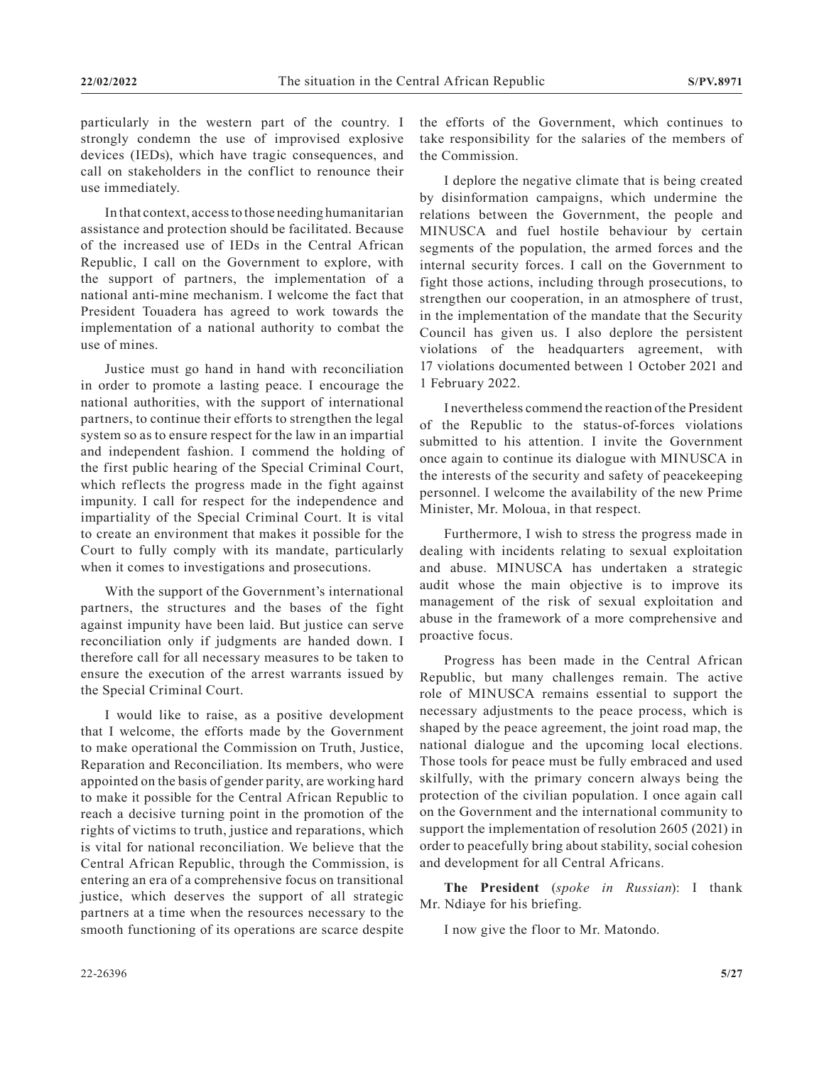particularly in the western part of the country. I strongly condemn the use of improvised explosive devices (IEDs), which have tragic consequences, and call on stakeholders in the conflict to renounce their use immediately.

In that context, access to those needing humanitarian assistance and protection should be facilitated. Because of the increased use of IEDs in the Central African Republic, I call on the Government to explore, with the support of partners, the implementation of a national anti-mine mechanism. I welcome the fact that President Touadera has agreed to work towards the implementation of a national authority to combat the use of mines.

Justice must go hand in hand with reconciliation in order to promote a lasting peace. I encourage the national authorities, with the support of international partners, to continue their efforts to strengthen the legal system so as to ensure respect for the law in an impartial and independent fashion. I commend the holding of the first public hearing of the Special Criminal Court, which reflects the progress made in the fight against impunity. I call for respect for the independence and impartiality of the Special Criminal Court. It is vital to create an environment that makes it possible for the Court to fully comply with its mandate, particularly when it comes to investigations and prosecutions.

With the support of the Government's international partners, the structures and the bases of the fight against impunity have been laid. But justice can serve reconciliation only if judgments are handed down. I therefore call for all necessary measures to be taken to ensure the execution of the arrest warrants issued by the Special Criminal Court.

I would like to raise, as a positive development that I welcome, the efforts made by the Government to make operational the Commission on Truth, Justice, Reparation and Reconciliation. Its members, who were appointed on the basis of gender parity, are working hard to make it possible for the Central African Republic to reach a decisive turning point in the promotion of the rights of victims to truth, justice and reparations, which is vital for national reconciliation. We believe that the Central African Republic, through the Commission, is entering an era of a comprehensive focus on transitional justice, which deserves the support of all strategic partners at a time when the resources necessary to the smooth functioning of its operations are scarce despite the efforts of the Government, which continues to take responsibility for the salaries of the members of the Commission.

I deplore the negative climate that is being created by disinformation campaigns, which undermine the relations between the Government, the people and MINUSCA and fuel hostile behaviour by certain segments of the population, the armed forces and the internal security forces. I call on the Government to fight those actions, including through prosecutions, to strengthen our cooperation, in an atmosphere of trust, in the implementation of the mandate that the Security Council has given us. I also deplore the persistent violations of the headquarters agreement, with 17 violations documented between 1 October 2021 and 1 February 2022.

I nevertheless commend the reaction of the President of the Republic to the status-of-forces violations submitted to his attention. I invite the Government once again to continue its dialogue with MINUSCA in the interests of the security and safety of peacekeeping personnel. I welcome the availability of the new Prime Minister, Mr. Moloua, in that respect.

Furthermore, I wish to stress the progress made in dealing with incidents relating to sexual exploitation and abuse. MINUSCA has undertaken a strategic audit whose the main objective is to improve its management of the risk of sexual exploitation and abuse in the framework of a more comprehensive and proactive focus.

Progress has been made in the Central African Republic, but many challenges remain. The active role of MINUSCA remains essential to support the necessary adjustments to the peace process, which is shaped by the peace agreement, the joint road map, the national dialogue and the upcoming local elections. Those tools for peace must be fully embraced and used skilfully, with the primary concern always being the protection of the civilian population. I once again call on the Government and the international community to support the implementation of resolution 2605 (2021) in order to peacefully bring about stability, social cohesion and development for all Central Africans.

**The President** (*spoke in Russian*): I thank Mr. Ndiaye for his briefing.

I now give the floor to Mr. Matondo.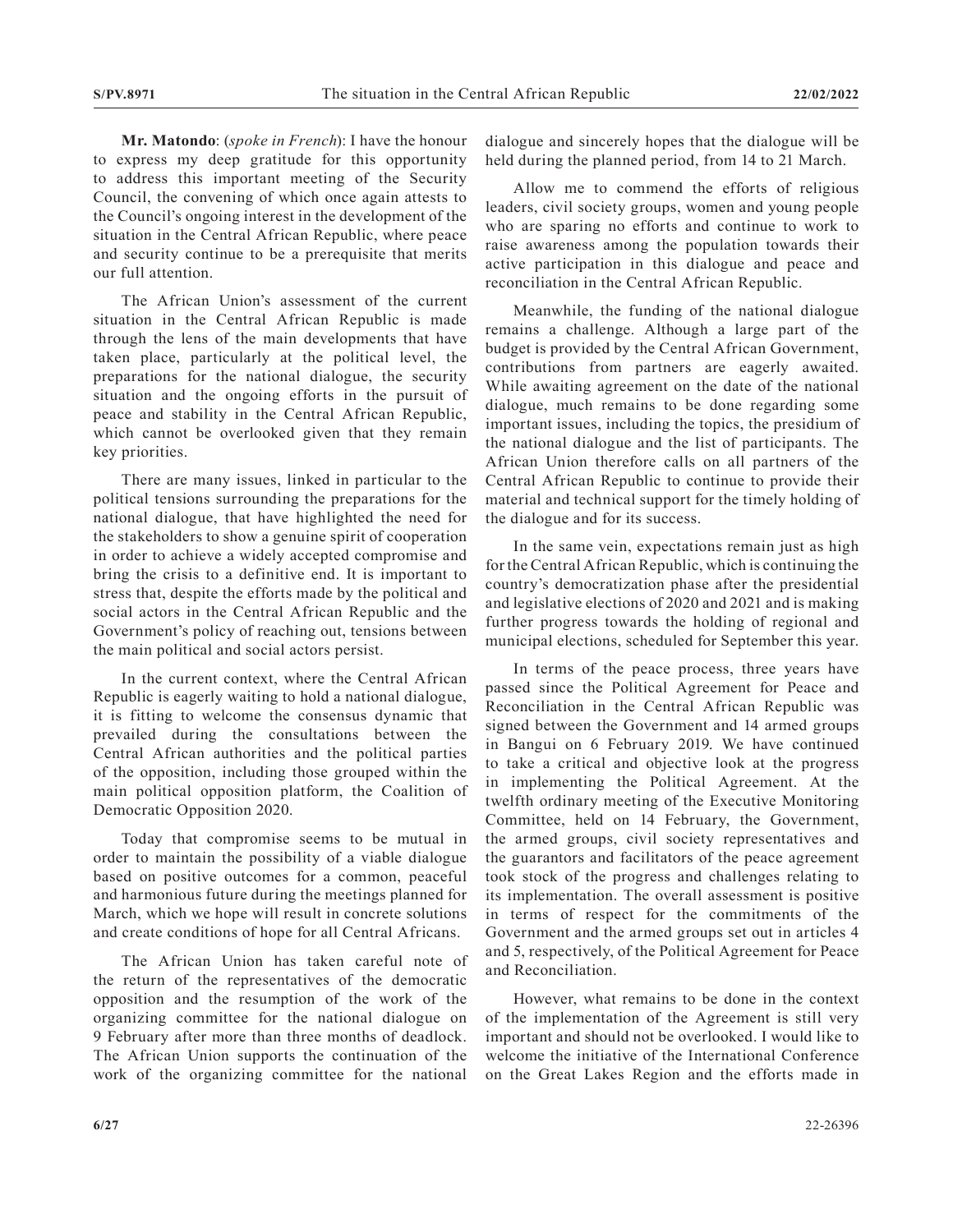**Mr. Matondo**: (*spoke in French*): I have the honour to express my deep gratitude for this opportunity to address this important meeting of the Security Council, the convening of which once again attests to the Council's ongoing interest in the development of the situation in the Central African Republic, where peace and security continue to be a prerequisite that merits our full attention.

The African Union's assessment of the current situation in the Central African Republic is made through the lens of the main developments that have taken place, particularly at the political level, the preparations for the national dialogue, the security situation and the ongoing efforts in the pursuit of peace and stability in the Central African Republic, which cannot be overlooked given that they remain key priorities.

There are many issues, linked in particular to the political tensions surrounding the preparations for the national dialogue, that have highlighted the need for the stakeholders to show a genuine spirit of cooperation in order to achieve a widely accepted compromise and bring the crisis to a definitive end. It is important to stress that, despite the efforts made by the political and social actors in the Central African Republic and the Government's policy of reaching out, tensions between the main political and social actors persist.

In the current context, where the Central African Republic is eagerly waiting to hold a national dialogue, it is fitting to welcome the consensus dynamic that prevailed during the consultations between the Central African authorities and the political parties of the opposition, including those grouped within the main political opposition platform, the Coalition of Democratic Opposition 2020.

Today that compromise seems to be mutual in order to maintain the possibility of a viable dialogue based on positive outcomes for a common, peaceful and harmonious future during the meetings planned for March, which we hope will result in concrete solutions and create conditions of hope for all Central Africans.

The African Union has taken careful note of the return of the representatives of the democratic opposition and the resumption of the work of the organizing committee for the national dialogue on 9 February after more than three months of deadlock. The African Union supports the continuation of the work of the organizing committee for the national dialogue and sincerely hopes that the dialogue will be held during the planned period, from 14 to 21 March.

Allow me to commend the efforts of religious leaders, civil society groups, women and young people who are sparing no efforts and continue to work to raise awareness among the population towards their active participation in this dialogue and peace and reconciliation in the Central African Republic.

Meanwhile, the funding of the national dialogue remains a challenge. Although a large part of the budget is provided by the Central African Government, contributions from partners are eagerly awaited. While awaiting agreement on the date of the national dialogue, much remains to be done regarding some important issues, including the topics, the presidium of the national dialogue and the list of participants. The African Union therefore calls on all partners of the Central African Republic to continue to provide their material and technical support for the timely holding of the dialogue and for its success.

In the same vein, expectations remain just as high for the Central African Republic, which is continuing the country's democratization phase after the presidential and legislative elections of 2020 and 2021 and is making further progress towards the holding of regional and municipal elections, scheduled for September this year.

In terms of the peace process, three years have passed since the Political Agreement for Peace and Reconciliation in the Central African Republic was signed between the Government and 14 armed groups in Bangui on 6 February 2019. We have continued to take a critical and objective look at the progress in implementing the Political Agreement. At the twelfth ordinary meeting of the Executive Monitoring Committee, held on 14 February, the Government, the armed groups, civil society representatives and the guarantors and facilitators of the peace agreement took stock of the progress and challenges relating to its implementation. The overall assessment is positive in terms of respect for the commitments of the Government and the armed groups set out in articles 4 and 5, respectively, of the Political Agreement for Peace and Reconciliation.

However, what remains to be done in the context of the implementation of the Agreement is still very important and should not be overlooked. I would like to welcome the initiative of the International Conference on the Great Lakes Region and the efforts made in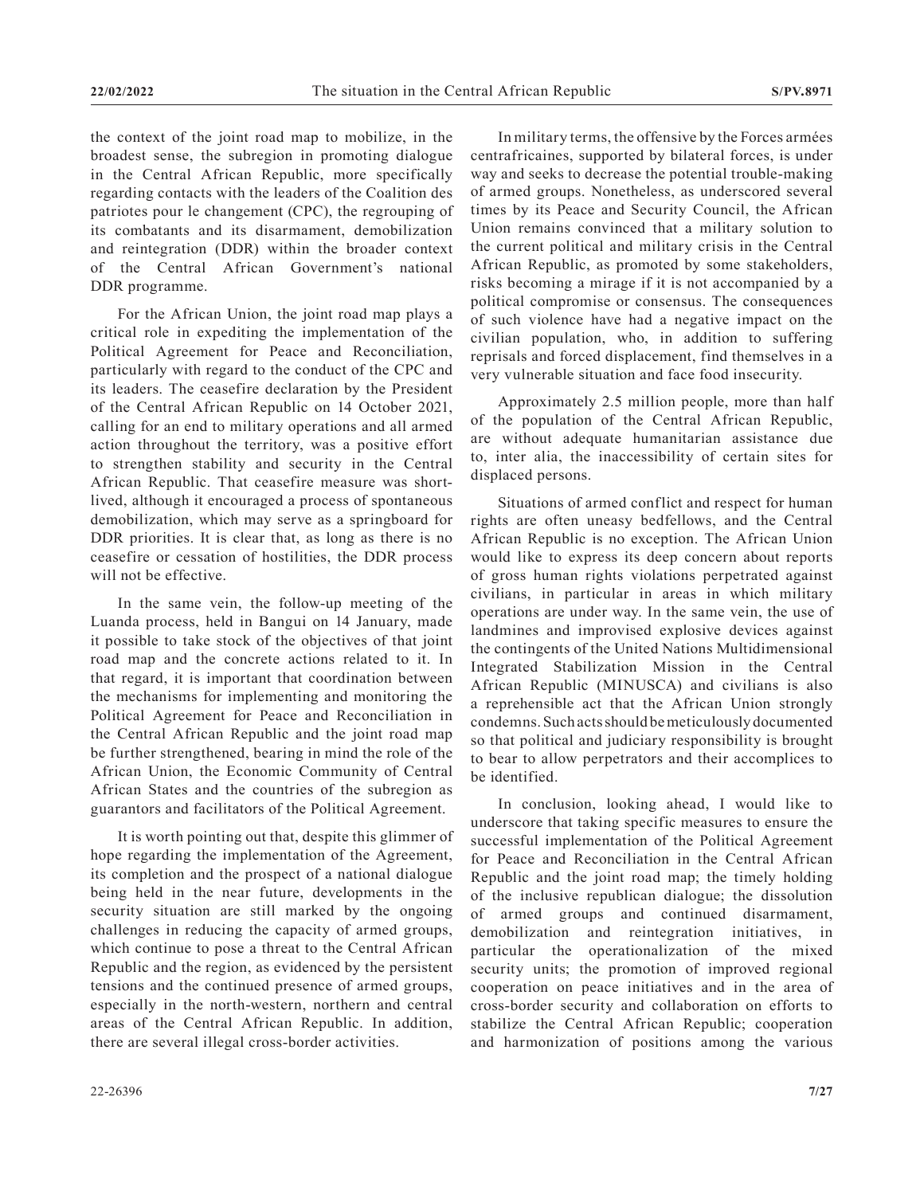the context of the joint road map to mobilize, in the broadest sense, the subregion in promoting dialogue in the Central African Republic, more specifically regarding contacts with the leaders of the Coalition des patriotes pour le changement (CPC), the regrouping of its combatants and its disarmament, demobilization and reintegration (DDR) within the broader context of the Central African Government's national DDR programme.

For the African Union, the joint road map plays a critical role in expediting the implementation of the Political Agreement for Peace and Reconciliation, particularly with regard to the conduct of the CPC and its leaders. The ceasefire declaration by the President of the Central African Republic on 14 October 2021, calling for an end to military operations and all armed action throughout the territory, was a positive effort to strengthen stability and security in the Central African Republic. That ceasefire measure was short-lived, although it encouraged a process of spontaneous demobilization, which may serve as a springboard for DDR priorities. It is clear that, as long as there is no ceasefire or cessation of hostilities, the DDR process will not be effective.

In the same vein, the follow-up meeting of the Luanda process, held in Bangui on 14 January, made it possible to take stock of the objectives of that joint road map and the concrete actions related to it. In that regard, it is important that coordination between the mechanisms for implementing and monitoring the Political Agreement for Peace and Reconciliation in the Central African Republic and the joint road map be further strengthened, bearing in mind the role of the African Union, the Economic Community of Central African States and the countries of the subregion as guarantors and facilitators of the Political Agreement.

It is worth pointing out that, despite this glimmer of hope regarding the implementation of the Agreement, its completion and the prospect of a national dialogue being held in the near future, developments in the security situation are still marked by the ongoing challenges in reducing the capacity of armed groups, which continue to pose a threat to the Central African Republic and the region, as evidenced by the persistent tensions and the continued presence of armed groups, especially in the north-western, northern and central areas of the Central African Republic. In addition, there are several illegal cross-border activities.

In military terms, the offensive by the Forces armées centrafricaines, supported by bilateral forces, is under way and seeks to decrease the potential trouble-making of armed groups. Nonetheless, as underscored several times by its Peace and Security Council, the African Union remains convinced that a military solution to the current political and military crisis in the Central African Republic, as promoted by some stakeholders, risks becoming a mirage if it is not accompanied by a political compromise or consensus. The consequences of such violence have had a negative impact on the civilian population, who, in addition to suffering reprisals and forced displacement, find themselves in a very vulnerable situation and face food insecurity.

Approximately 2.5 million people, more than half of the population of the Central African Republic, are without adequate humanitarian assistance due to, inter alia, the inaccessibility of certain sites for displaced persons.

Situations of armed conflict and respect for human rights are often uneasy bedfellows, and the Central African Republic is no exception. The African Union would like to express its deep concern about reports of gross human rights violations perpetrated against civilians, in particular in areas in which military operations are under way. In the same vein, the use of landmines and improvised explosive devices against the contingents of the United Nations Multidimensional Integrated Stabilization Mission in the Central African Republic (MINUSCA) and civilians is also a reprehensible act that the African Union strongly condemns. Such acts should be meticulously documented so that political and judiciary responsibility is brought to bear to allow perpetrators and their accomplices to be identified.

In conclusion, looking ahead, I would like to underscore that taking specific measures to ensure the successful implementation of the Political Agreement for Peace and Reconciliation in the Central African Republic and the joint road map; the timely holding of the inclusive republican dialogue; the dissolution of armed groups and continued disarmament, demobilization and reintegration initiatives, in particular the operationalization of the mixed security units; the promotion of improved regional cooperation on peace initiatives and in the area of cross-border security and collaboration on efforts to stabilize the Central African Republic; cooperation and harmonization of positions among the various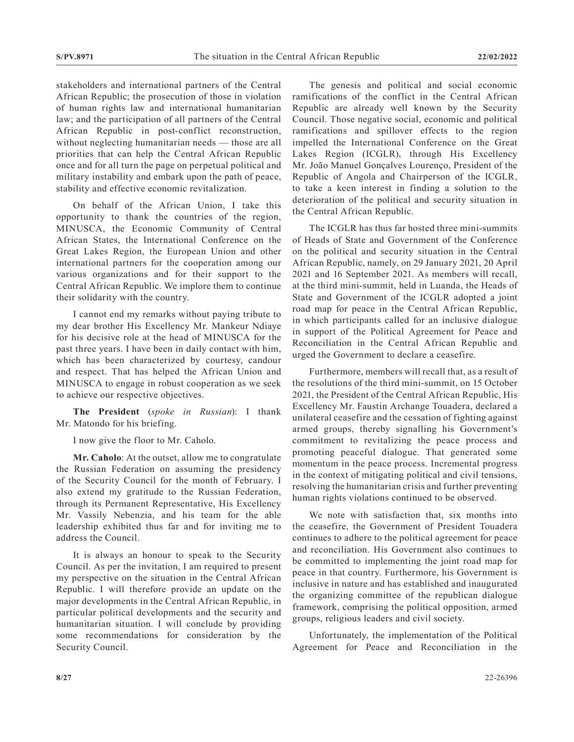stakeholders and international partners of the Central African Republic; the prosecution of those in violation of human rights law and international humanitarian law; and the participation of all partners of the Central African Republic in post-conflict reconstruction, without neglecting humanitarian needs — those are all priorities that can help the Central African Republic once and for all turn the page on perpetual political and military instability and embark upon the path of peace, stability and effective economic revitalization.

On behalf of the African Union, I take this opportunity to thank the countries of the region, MINUSCA, the Economic Community of Central African States, the International Conference on the Great Lakes Region, the European Union and other international partners for the cooperation among our various organizations and for their support to the Central African Republic. We implore them to continue their solidarity with the country.

I cannot end my remarks without paying tribute to my dear brother His Excellency Mr. Mankeur Ndiaye for his decisive role at the head of MINUSCA for the past three years. I have been in daily contact with him, which has been characterized by courtesy, candour and respect. That has helped the African Union and MINUSCA to engage in robust cooperation as we seek to achieve our respective objectives.

**The President** (*spoke in Russian*): I thank Mr. Matondo for his briefing.

I now give the floor to Mr. Caholo.

**Mr. Caholo**: At the outset, allow me to congratulate the Russian Federation on assuming the presidency of the Security Council for the month of February. I also extend my gratitude to the Russian Federation, through its Permanent Representative, His Excellency Mr. Vassily Nebenzia, and his team for the able leadership exhibited thus far and for inviting me to address the Council.

It is always an honour to speak to the Security Council. As per the invitation, I am required to present my perspective on the situation in the Central African Republic. I will therefore provide an update on the major developments in the Central African Republic, in particular political developments and the security and humanitarian situation. I will conclude by providing some recommendations for consideration by the Security Council.

The genesis and political and social economic ramifications of the conflict in the Central African Republic are already well known by the Security Council. Those negative social, economic and political ramifications and spillover effects to the region impelled the International Conference on the Great Lakes Region (ICGLR), through His Excellency Mr. João Manuel Gonçalves Lourenço, President of the Republic of Angola and Chairperson of the ICGLR, to take a keen interest in finding a solution to the deterioration of the political and security situation in the Central African Republic.

The ICGLR has thus far hosted three mini-summits of Heads of State and Government of the Conference on the political and security situation in the Central African Republic, namely, on 29 January 2021, 20 April 2021 and 16 September 2021. As members will recall, at the third mini-summit, held in Luanda, the Heads of State and Government of the ICGLR adopted a joint road map for peace in the Central African Republic, in which participants called for an inclusive dialogue in support of the Political Agreement for Peace and Reconciliation in the Central African Republic and urged the Government to declare a ceasefire.

Furthermore, members will recall that, as a result of the resolutions of the third mini-summit, on 15 October 2021, the President of the Central African Republic, His Excellency Mr. Faustin Archange Touadera, declared a unilateral ceasefire and the cessation of fighting against armed groups, thereby signalling his Government's commitment to revitalizing the peace process and promoting peaceful dialogue. That generated some momentum in the peace process. Incremental progress in the context of mitigating political and civil tensions, resolving the humanitarian crisis and further preventing human rights violations continued to be observed.

We note with satisfaction that, six months into the ceasefire, the Government of President Touadera continues to adhere to the political agreement for peace and reconciliation. His Government also continues to be committed to implementing the joint road map for peace in that country. Furthermore, his Government is inclusive in nature and has established and inaugurated the organizing committee of the republican dialogue framework, comprising the political opposition, armed groups, religious leaders and civil society.

Unfortunately, the implementation of the Political Agreement for Peace and Reconciliation in the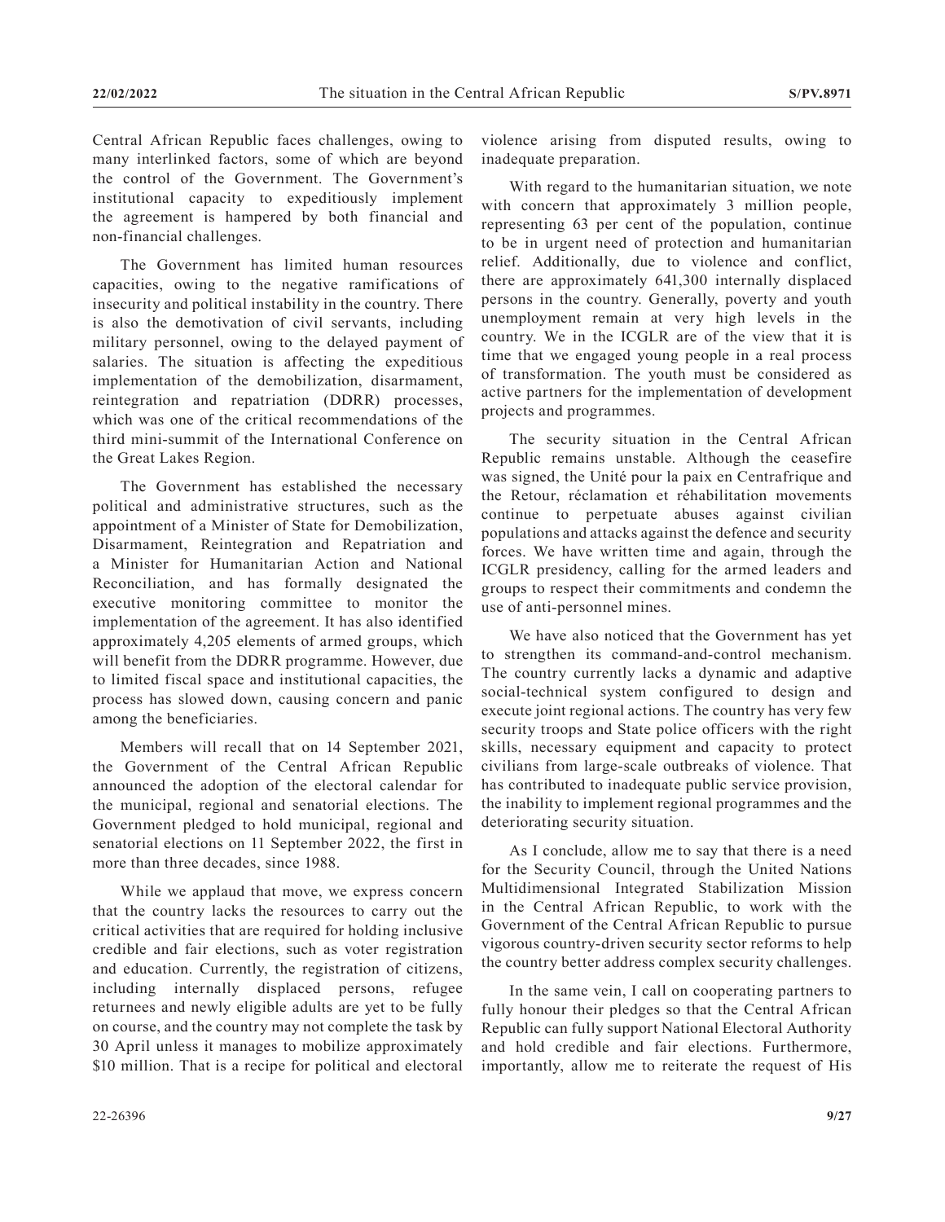Central African Republic faces challenges, owing to many interlinked factors, some of which are beyond the control of the Government. The Government's institutional capacity to expeditiously implement the agreement is hampered by both financial and non-financial challenges.

The Government has limited human resources capacities, owing to the negative ramifications of insecurity and political instability in the country. There is also the demotivation of civil servants, including military personnel, owing to the delayed payment of salaries. The situation is affecting the expeditious implementation of the demobilization, disarmament, reintegration and repatriation (DDRR) processes, which was one of the critical recommendations of the third mini-summit of the International Conference on the Great Lakes Region.

The Government has established the necessary political and administrative structures, such as the appointment of a Minister of State for Demobilization, Disarmament, Reintegration and Repatriation and a Minister for Humanitarian Action and National Reconciliation, and has formally designated the executive monitoring committee to monitor the implementation of the agreement. It has also identified approximately 4,205 elements of armed groups, which will benefit from the DDRR programme. However, due to limited fiscal space and institutional capacities, the process has slowed down, causing concern and panic among the beneficiaries.

Members will recall that on 14 September 2021, the Government of the Central African Republic announced the adoption of the electoral calendar for the municipal, regional and senatorial elections. The Government pledged to hold municipal, regional and senatorial elections on 11 September 2022, the first in more than three decades, since 1988.

While we applaud that move, we express concern that the country lacks the resources to carry out the critical activities that are required for holding inclusive credible and fair elections, such as voter registration and education. Currently, the registration of citizens, including internally displaced persons, refugee returnees and newly eligible adults are yet to be fully on course, and the country may not complete the task by 30 April unless it manages to mobilize approximately \$10 million. That is a recipe for political and electoral violence arising from disputed results, owing to inadequate preparation.

With regard to the humanitarian situation, we note with concern that approximately 3 million people, representing 63 per cent of the population, continue to be in urgent need of protection and humanitarian relief. Additionally, due to violence and conflict, there are approximately 641,300 internally displaced persons in the country. Generally, poverty and youth unemployment remain at very high levels in the country. We in the ICGLR are of the view that it is time that we engaged young people in a real process of transformation. The youth must be considered as active partners for the implementation of development projects and programmes.

The security situation in the Central African Republic remains unstable. Although the ceasefire was signed, the Unité pour la paix en Centrafrique and the Retour, réclamation et réhabilitation movements continue to perpetuate abuses against civilian populations and attacks against the defence and security forces. We have written time and again, through the ICGLR presidency, calling for the armed leaders and groups to respect their commitments and condemn the use of anti-personnel mines.

We have also noticed that the Government has yet to strengthen its command-and-control mechanism. The country currently lacks a dynamic and adaptive social-technical system configured to design and execute joint regional actions. The country has very few security troops and State police officers with the right skills, necessary equipment and capacity to protect civilians from large-scale outbreaks of violence. That has contributed to inadequate public service provision, the inability to implement regional programmes and the deteriorating security situation.

As I conclude, allow me to say that there is a need for the Security Council, through the United Nations Multidimensional Integrated Stabilization Mission in the Central African Republic, to work with the Government of the Central African Republic to pursue vigorous country-driven security sector reforms to help the country better address complex security challenges.

In the same vein, I call on cooperating partners to fully honour their pledges so that the Central African Republic can fully support National Electoral Authority and hold credible and fair elections. Furthermore, importantly, allow me to reiterate the request of His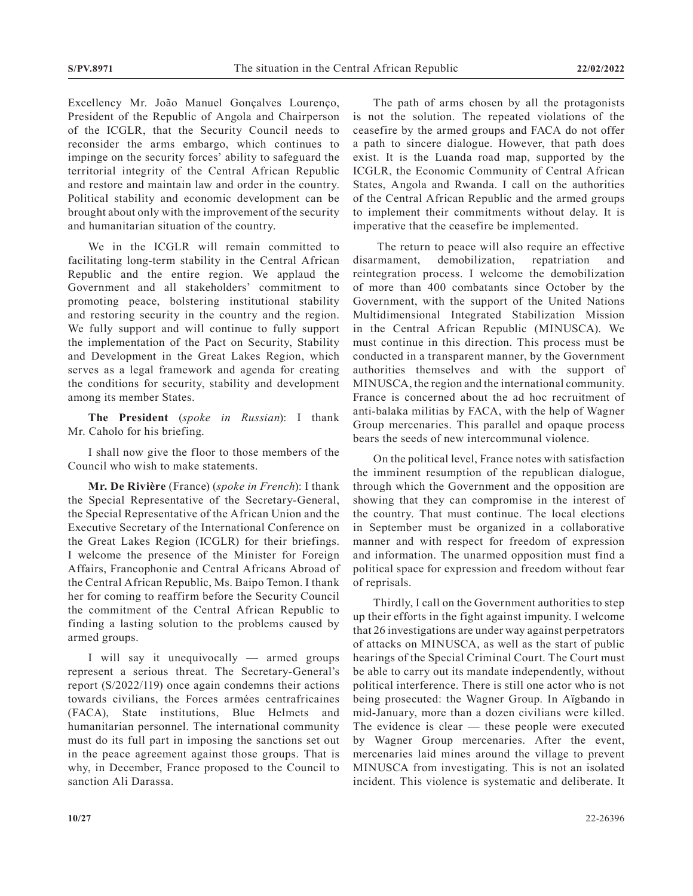Excellency Mr. João Manuel Gonçalves Lourenço, President of the Republic of Angola and Chairperson of the ICGLR, that the Security Council needs to reconsider the arms embargo, which continues to impinge on the security forces' ability to safeguard the territorial integrity of the Central African Republic and restore and maintain law and order in the country. Political stability and economic development can be brought about only with the improvement of the security and humanitarian situation of the country.

We in the ICGLR will remain committed to facilitating long-term stability in the Central African Republic and the entire region. We applaud the Government and all stakeholders' commitment to promoting peace, bolstering institutional stability and restoring security in the country and the region. We fully support and will continue to fully support the implementation of the Pact on Security, Stability and Development in the Great Lakes Region, which serves as a legal framework and agenda for creating the conditions for security, stability and development among its member States.

**The President** (*spoke in Russian*): I thank Mr. Caholo for his briefing.

I shall now give the floor to those members of the Council who wish to make statements.

**Mr. De Rivière** (France) (*spoke in French*): I thank the Special Representative of the Secretary-General, the Special Representative of the African Union and the Executive Secretary of the International Conference on the Great Lakes Region (ICGLR) for their briefings. I welcome the presence of the Minister for Foreign Affairs, Francophonie and Central Africans Abroad of the Central African Republic, Ms. Baipo Temon. I thank her for coming to reaffirm before the Security Council the commitment of the Central African Republic to finding a lasting solution to the problems caused by armed groups.

I will say it unequivocally — armed groups represent a serious threat. The Secretary-General's report (S/2022/119) once again condemns their actions towards civilians, the Forces armées centrafricaines (FACA), State institutions, Blue Helmets and humanitarian personnel. The international community must do its full part in imposing the sanctions set out in the peace agreement against those groups. That is why, in December, France proposed to the Council to sanction Ali Darassa.

The path of arms chosen by all the protagonists is not the solution. The repeated violations of the ceasefire by the armed groups and FACA do not offer a path to sincere dialogue. However, that path does exist. It is the Luanda road map, supported by the ICGLR, the Economic Community of Central African States, Angola and Rwanda. I call on the authorities of the Central African Republic and the armed groups to implement their commitments without delay. It is imperative that the ceasefire be implemented.

The return to peace will also require an effective disarmament, demobilization, repatriation and reintegration process. I welcome the demobilization of more than 400 combatants since October by the Government, with the support of the United Nations Multidimensional Integrated Stabilization Mission in the Central African Republic (MINUSCA). We must continue in this direction. This process must be conducted in a transparent manner, by the Government authorities themselves and with the support of MINUSCA, the region and the international community. France is concerned about the ad hoc recruitment of anti-balaka militias by FACA, with the help of Wagner Group mercenaries. This parallel and opaque process bears the seeds of new intercommunal violence.

On the political level, France notes with satisfaction the imminent resumption of the republican dialogue, through which the Government and the opposition are showing that they can compromise in the interest of the country. That must continue. The local elections in September must be organized in a collaborative manner and with respect for freedom of expression and information. The unarmed opposition must find a political space for expression and freedom without fear of reprisals.

Thirdly, I call on the Government authorities to step up their efforts in the fight against impunity. I welcome that 26 investigations are under way against perpetrators of attacks on MINUSCA, as well as the start of public hearings of the Special Criminal Court. The Court must be able to carry out its mandate independently, without political interference. There is still one actor who is not being prosecuted: the Wagner Group. In Aïgbando in mid-January, more than a dozen civilians were killed. The evidence is clear — these people were executed by Wagner Group mercenaries. After the event, mercenaries laid mines around the village to prevent MINUSCA from investigating. This is not an isolated incident. This violence is systematic and deliberate. It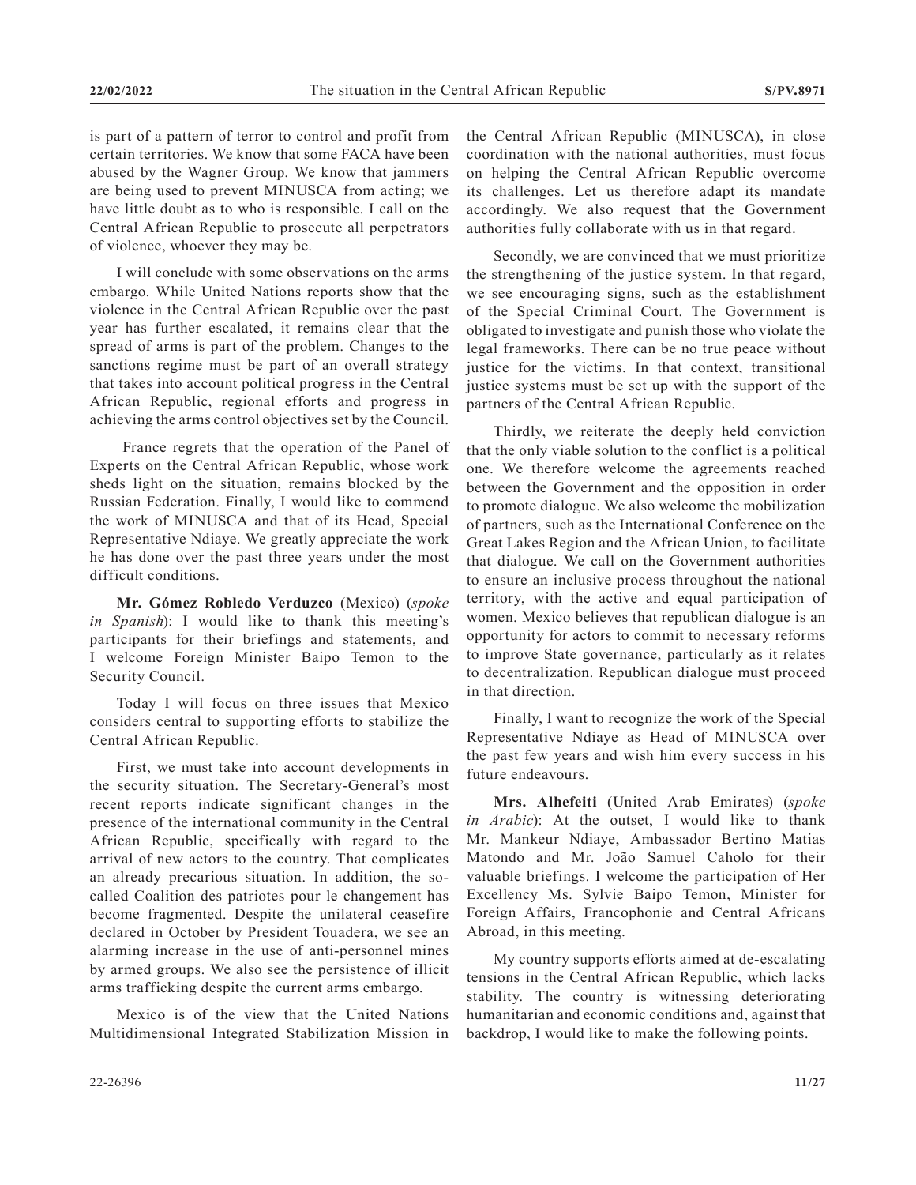is part of a pattern of terror to control and profit from certain territories. We know that some FACA have been abused by the Wagner Group. We know that jammers are being used to prevent MINUSCA from acting; we have little doubt as to who is responsible. I call on the Central African Republic to prosecute all perpetrators of violence, whoever they may be.

I will conclude with some observations on the arms embargo. While United Nations reports show that the violence in the Central African Republic over the past year has further escalated, it remains clear that the spread of arms is part of the problem. Changes to the sanctions regime must be part of an overall strategy that takes into account political progress in the Central African Republic, regional efforts and progress in achieving the arms control objectives set by the Council.

France regrets that the operation of the Panel of Experts on the Central African Republic, whose work sheds light on the situation, remains blocked by the Russian Federation. Finally, I would like to commend the work of MINUSCA and that of its Head, Special Representative Ndiaye. We greatly appreciate the work he has done over the past three years under the most difficult conditions.

**Mr. Gómez Robledo Verduzco** (Mexico) (*spoke in Spanish*): I would like to thank this meeting's participants for their briefings and statements, and I welcome Foreign Minister Baipo Temon to the Security Council.

Today I will focus on three issues that Mexico considers central to supporting efforts to stabilize the Central African Republic.

First, we must take into account developments in the security situation. The Secretary-General's most recent reports indicate significant changes in the presence of the international community in the Central African Republic, specifically with regard to the arrival of new actors to the country. That complicates an already precarious situation. In addition, the so-called Coalition des patriotes pour le changement has become fragmented. Despite the unilateral ceasefire declared in October by President Touadera, we see an alarming increase in the use of anti-personnel mines by armed groups. We also see the persistence of illicit arms trafficking despite the current arms embargo.

Mexico is of the view that the United Nations Multidimensional Integrated Stabilization Mission in the Central African Republic (MINUSCA), in close coordination with the national authorities, must focus on helping the Central African Republic overcome its challenges. Let us therefore adapt its mandate accordingly. We also request that the Government authorities fully collaborate with us in that regard.

Secondly, we are convinced that we must prioritize the strengthening of the justice system. In that regard, we see encouraging signs, such as the establishment of the Special Criminal Court. The Government is obligated to investigate and punish those who violate the legal frameworks. There can be no true peace without justice for the victims. In that context, transitional justice systems must be set up with the support of the partners of the Central African Republic.

Thirdly, we reiterate the deeply held conviction that the only viable solution to the conflict is a political one. We therefore welcome the agreements reached between the Government and the opposition in order to promote dialogue. We also welcome the mobilization of partners, such as the International Conference on the Great Lakes Region and the African Union, to facilitate that dialogue. We call on the Government authorities to ensure an inclusive process throughout the national territory, with the active and equal participation of women. Mexico believes that republican dialogue is an opportunity for actors to commit to necessary reforms to improve State governance, particularly as it relates to decentralization. Republican dialogue must proceed in that direction.

Finally, I want to recognize the work of the Special Representative Ndiaye as Head of MINUSCA over the past few years and wish him every success in his future endeavours.

**Mrs. Alhefeiti** (United Arab Emirates) (*spoke in Arabic*): At the outset, I would like to thank Mr. Mankeur Ndiaye, Ambassador Bertino Matias Matondo and Mr. João Samuel Caholo for their valuable briefings. I welcome the participation of Her Excellency Ms. Sylvie Baipo Temon, Minister for Foreign Affairs, Francophonie and Central Africans Abroad, in this meeting.

My country supports efforts aimed at de-escalating tensions in the Central African Republic, which lacks stability. The country is witnessing deteriorating humanitarian and economic conditions and, against that backdrop, I would like to make the following points.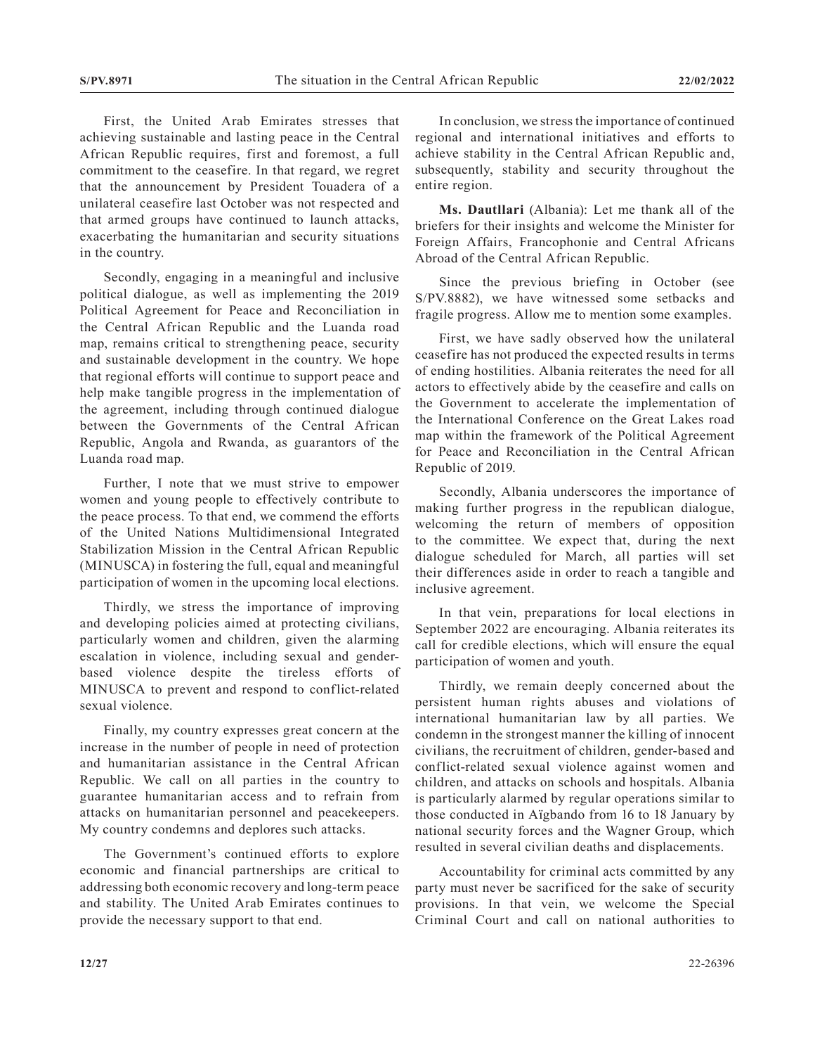First, the United Arab Emirates stresses that achieving sustainable and lasting peace in the Central African Republic requires, first and foremost, a full commitment to the ceasefire. In that regard, we regret that the announcement by President Touadera of a unilateral ceasefire last October was not respected and that armed groups have continued to launch attacks, exacerbating the humanitarian and security situations in the country.

Secondly, engaging in a meaningful and inclusive political dialogue, as well as implementing the 2019 Political Agreement for Peace and Reconciliation in the Central African Republic and the Luanda road map, remains critical to strengthening peace, security and sustainable development in the country. We hope that regional efforts will continue to support peace and help make tangible progress in the implementation of the agreement, including through continued dialogue between the Governments of the Central African Republic, Angola and Rwanda, as guarantors of the Luanda road map.

Further, I note that we must strive to empower women and young people to effectively contribute to the peace process. To that end, we commend the efforts of the United Nations Multidimensional Integrated Stabilization Mission in the Central African Republic (MINUSCA) in fostering the full, equal and meaningful participation of women in the upcoming local elections.

Thirdly, we stress the importance of improving and developing policies aimed at protecting civilians, particularly women and children, given the alarming escalation in violence, including sexual and gender-based violence despite the tireless efforts of MINUSCA to prevent and respond to conflict-related sexual violence.

Finally, my country expresses great concern at the increase in the number of people in need of protection and humanitarian assistance in the Central African Republic. We call on all parties in the country to guarantee humanitarian access and to refrain from attacks on humanitarian personnel and peacekeepers. My country condemns and deplores such attacks.

The Government's continued efforts to explore economic and financial partnerships are critical to addressing both economic recovery and long-term peace and stability. The United Arab Emirates continues to provide the necessary support to that end.

In conclusion, we stress the importance of continued regional and international initiatives and efforts to achieve stability in the Central African Republic and, subsequently, stability and security throughout the entire region.

**Ms. Dautllari** (Albania): Let me thank all of the briefers for their insights and welcome the Minister for Foreign Affairs, Francophonie and Central Africans Abroad of the Central African Republic.

Since the previous briefing in October (see S/PV.8882), we have witnessed some setbacks and fragile progress. Allow me to mention some examples.

First, we have sadly observed how the unilateral ceasefire has not produced the expected results in terms of ending hostilities. Albania reiterates the need for all actors to effectively abide by the ceasefire and calls on the Government to accelerate the implementation of the International Conference on the Great Lakes road map within the framework of the Political Agreement for Peace and Reconciliation in the Central African Republic of 2019.

Secondly, Albania underscores the importance of making further progress in the republican dialogue, welcoming the return of members of opposition to the committee. We expect that, during the next dialogue scheduled for March, all parties will set their differences aside in order to reach a tangible and inclusive agreement.

In that vein, preparations for local elections in September 2022 are encouraging. Albania reiterates its call for credible elections, which will ensure the equal participation of women and youth.

Thirdly, we remain deeply concerned about the persistent human rights abuses and violations of international humanitarian law by all parties. We condemn in the strongest manner the killing of innocent civilians, the recruitment of children, gender-based and conflict-related sexual violence against women and children, and attacks on schools and hospitals. Albania is particularly alarmed by regular operations similar to those conducted in Aïgbando from 16 to 18 January by national security forces and the Wagner Group, which resulted in several civilian deaths and displacements.

Accountability for criminal acts committed by any party must never be sacrificed for the sake of security provisions. In that vein, we welcome the Special Criminal Court and call on national authorities to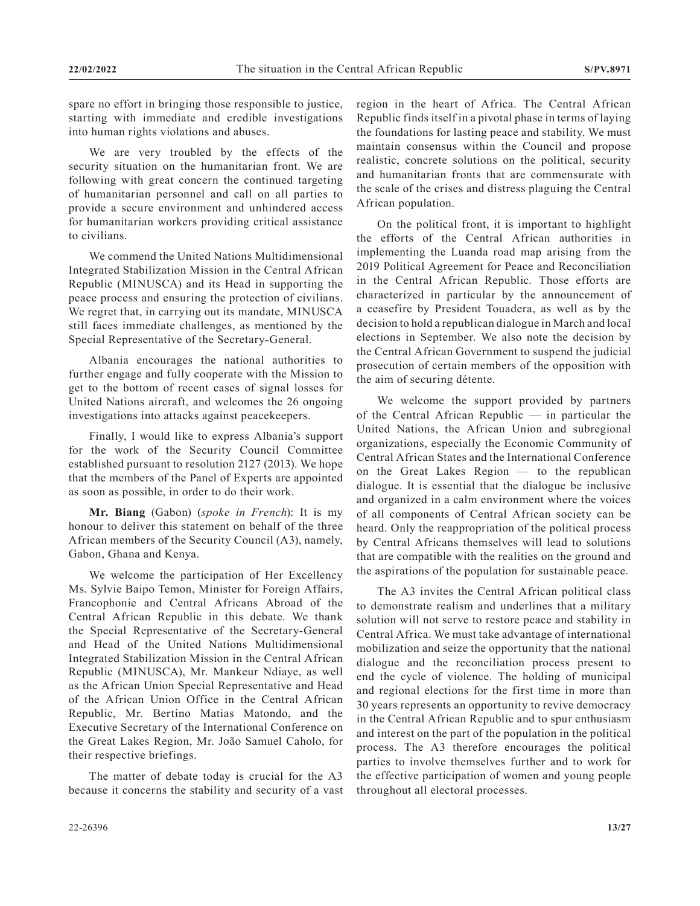spare no effort in bringing those responsible to justice, starting with immediate and credible investigations into human rights violations and abuses.

We are very troubled by the effects of the security situation on the humanitarian front. We are following with great concern the continued targeting of humanitarian personnel and call on all parties to provide a secure environment and unhindered access for humanitarian workers providing critical assistance to civilians.

We commend the United Nations Multidimensional Integrated Stabilization Mission in the Central African Republic (MINUSCA) and its Head in supporting the peace process and ensuring the protection of civilians. We regret that, in carrying out its mandate, MINUSCA still faces immediate challenges, as mentioned by the Special Representative of the Secretary-General.

Albania encourages the national authorities to further engage and fully cooperate with the Mission to get to the bottom of recent cases of signal losses for United Nations aircraft, and welcomes the 26 ongoing investigations into attacks against peacekeepers.

Finally, I would like to express Albania's support for the work of the Security Council Committee established pursuant to resolution 2127 (2013). We hope that the members of the Panel of Experts are appointed as soon as possible, in order to do their work.

**Mr. Biang** (Gabon) (*spoke in French*): It is my honour to deliver this statement on behalf of the three African members of the Security Council (A3), namely, Gabon, Ghana and Kenya.

We welcome the participation of Her Excellency Ms. Sylvie Baipo Temon, Minister for Foreign Affairs, Francophonie and Central Africans Abroad of the Central African Republic in this debate. We thank the Special Representative of the Secretary-General and Head of the United Nations Multidimensional Integrated Stabilization Mission in the Central African Republic (MINUSCA), Mr. Mankeur Ndiaye, as well as the African Union Special Representative and Head of the African Union Office in the Central African Republic, Mr. Bertino Matias Matondo, and the Executive Secretary of the International Conference on the Great Lakes Region, Mr. João Samuel Caholo, for their respective briefings.

The matter of debate today is crucial for the A3 because it concerns the stability and security of a vast region in the heart of Africa. The Central African Republic finds itself in a pivotal phase in terms of laying the foundations for lasting peace and stability. We must maintain consensus within the Council and propose realistic, concrete solutions on the political, security and humanitarian fronts that are commensurate with the scale of the crises and distress plaguing the Central African population.

On the political front, it is important to highlight the efforts of the Central African authorities in implementing the Luanda road map arising from the 2019 Political Agreement for Peace and Reconciliation in the Central African Republic. Those efforts are characterized in particular by the announcement of a ceasefire by President Touadera, as well as by the decision to hold a republican dialogue in March and local elections in September. We also note the decision by the Central African Government to suspend the judicial prosecution of certain members of the opposition with the aim of securing détente.

We welcome the support provided by partners of the Central African Republic — in particular the United Nations, the African Union and subregional organizations, especially the Economic Community of Central African States and the International Conference on the Great Lakes Region — to the republican dialogue. It is essential that the dialogue be inclusive and organized in a calm environment where the voices of all components of Central African society can be heard. Only the reappropriation of the political process by Central Africans themselves will lead to solutions that are compatible with the realities on the ground and the aspirations of the population for sustainable peace.

The A3 invites the Central African political class to demonstrate realism and underlines that a military solution will not serve to restore peace and stability in Central Africa. We must take advantage of international mobilization and seize the opportunity that the national dialogue and the reconciliation process present to end the cycle of violence. The holding of municipal and regional elections for the first time in more than 30 years represents an opportunity to revive democracy in the Central African Republic and to spur enthusiasm and interest on the part of the population in the political process. The A3 therefore encourages the political parties to involve themselves further and to work for the effective participation of women and young people throughout all electoral processes.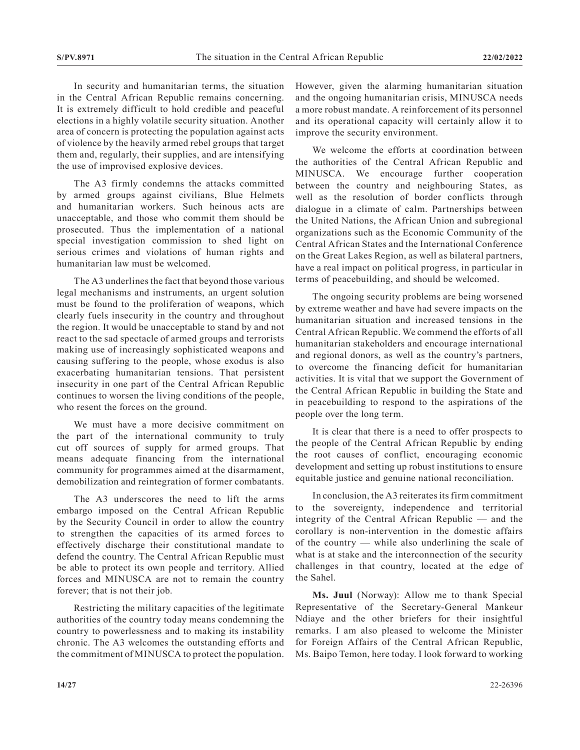In security and humanitarian terms, the situation in the Central African Republic remains concerning. It is extremely difficult to hold credible and peaceful elections in a highly volatile security situation. Another area of concern is protecting the population against acts of violence by the heavily armed rebel groups that target them and, regularly, their supplies, and are intensifying the use of improvised explosive devices.

The A3 firmly condemns the attacks committed by armed groups against civilians, Blue Helmets and humanitarian workers. Such heinous acts are unacceptable, and those who commit them should be prosecuted. Thus the implementation of a national special investigation commission to shed light on serious crimes and violations of human rights and humanitarian law must be welcomed.

The A3 underlines the fact that beyond those various legal mechanisms and instruments, an urgent solution must be found to the proliferation of weapons, which clearly fuels insecurity in the country and throughout the region. It would be unacceptable to stand by and not react to the sad spectacle of armed groups and terrorists making use of increasingly sophisticated weapons and causing suffering to the people, whose exodus is also exacerbating humanitarian tensions. That persistent insecurity in one part of the Central African Republic continues to worsen the living conditions of the people, who resent the forces on the ground.

We must have a more decisive commitment on the part of the international community to truly cut off sources of supply for armed groups. That means adequate financing from the international community for programmes aimed at the disarmament, demobilization and reintegration of former combatants.

The A3 underscores the need to lift the arms embargo imposed on the Central African Republic by the Security Council in order to allow the country to strengthen the capacities of its armed forces to effectively discharge their constitutional mandate to defend the country. The Central African Republic must be able to protect its own people and territory. Allied forces and MINUSCA are not to remain the country forever; that is not their job.

Restricting the military capacities of the legitimate authorities of the country today means condemning the country to powerlessness and to making its instability chronic. The A3 welcomes the outstanding efforts and the commitment of MINUSCA to protect the population. However, given the alarming humanitarian situation and the ongoing humanitarian crisis, MINUSCA needs a more robust mandate. A reinforcement of its personnel and its operational capacity will certainly allow it to improve the security environment.

We welcome the efforts at coordination between the authorities of the Central African Republic and MINUSCA. We encourage further cooperation between the country and neighbouring States, as well as the resolution of border conflicts through dialogue in a climate of calm. Partnerships between the United Nations, the African Union and subregional organizations such as the Economic Community of the Central African States and the International Conference on the Great Lakes Region, as well as bilateral partners, have a real impact on political progress, in particular in terms of peacebuilding, and should be welcomed.

The ongoing security problems are being worsened by extreme weather and have had severe impacts on the humanitarian situation and increased tensions in the Central African Republic. We commend the efforts of all humanitarian stakeholders and encourage international and regional donors, as well as the country's partners, to overcome the financing deficit for humanitarian activities. It is vital that we support the Government of the Central African Republic in building the State and in peacebuilding to respond to the aspirations of the people over the long term.

It is clear that there is a need to offer prospects to the people of the Central African Republic by ending the root causes of conflict, encouraging economic development and setting up robust institutions to ensure equitable justice and genuine national reconciliation.

In conclusion, the A3 reiterates its firm commitment to the sovereignty, independence and territorial integrity of the Central African Republic — and the corollary is non-intervention in the domestic affairs of the country — while also underlining the scale of what is at stake and the interconnection of the security challenges in that country, located at the edge of the Sahel.

**Ms. Juul** (Norway): Allow me to thank Special Representative of the Secretary-General Mankeur Ndiaye and the other briefers for their insightful remarks. I am also pleased to welcome the Minister for Foreign Affairs of the Central African Republic, Ms. Baipo Temon, here today. I look forward to working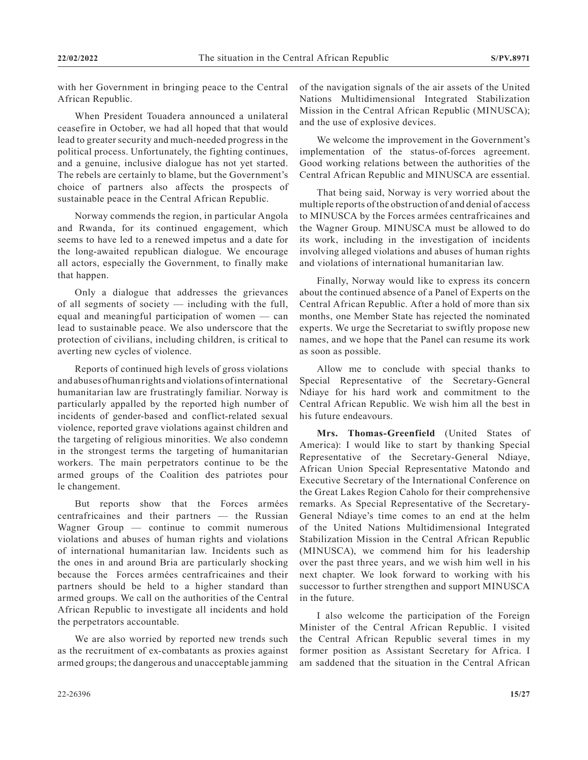with her Government in bringing peace to the Central African Republic.

When President Touadera announced a unilateral ceasefire in October, we had all hoped that that would lead to greater security and much-needed progress in the political process. Unfortunately, the fighting continues, and a genuine, inclusive dialogue has not yet started. The rebels are certainly to blame, but the Government's choice of partners also affects the prospects of sustainable peace in the Central African Republic.

Norway commends the region, in particular Angola and Rwanda, for its continued engagement, which seems to have led to a renewed impetus and a date for the long-awaited republican dialogue. We encourage all actors, especially the Government, to finally make that happen.

Only a dialogue that addresses the grievances of all segments of society — including with the full, equal and meaningful participation of women — can lead to sustainable peace. We also underscore that the protection of civilians, including children, is critical to averting new cycles of violence.

Reports of continued high levels of gross violations and abuses of human rights and violations of international humanitarian law are frustratingly familiar. Norway is particularly appalled by the reported high number of incidents of gender-based and conflict-related sexual violence, reported grave violations against children and the targeting of religious minorities. We also condemn in the strongest terms the targeting of humanitarian workers. The main perpetrators continue to be the armed groups of the Coalition des patriotes pour le changement.

But reports show that the Forces armées centrafricaines and their partners — the Russian Wagner Group — continue to commit numerous violations and abuses of human rights and violations of international humanitarian law. Incidents such as the ones in and around Bria are particularly shocking because the Forces armées centrafricaines and their partners should be held to a higher standard than armed groups. We call on the authorities of the Central African Republic to investigate all incidents and hold the perpetrators accountable.

We are also worried by reported new trends such as the recruitment of ex-combatants as proxies against armed groups; the dangerous and unacceptable jamming of the navigation signals of the air assets of the United Nations Multidimensional Integrated Stabilization Mission in the Central African Republic (MINUSCA); and the use of explosive devices.

We welcome the improvement in the Government's implementation of the status-of-forces agreement. Good working relations between the authorities of the Central African Republic and MINUSCA are essential.

That being said, Norway is very worried about the multiple reports of the obstruction of and denial of access to MINUSCA by the Forces armées centrafricaines and the Wagner Group. MINUSCA must be allowed to do its work, including in the investigation of incidents involving alleged violations and abuses of human rights and violations of international humanitarian law.

Finally, Norway would like to express its concern about the continued absence of a Panel of Experts on the Central African Republic. After a hold of more than six months, one Member State has rejected the nominated experts. We urge the Secretariat to swiftly propose new names, and we hope that the Panel can resume its work as soon as possible.

Allow me to conclude with special thanks to Special Representative of the Secretary-General Ndiaye for his hard work and commitment to the Central African Republic. We wish him all the best in his future endeavours.

**Mrs. Thomas-Greenfield** (United States of America): I would like to start by thanking Special Representative of the Secretary-General Ndiaye, African Union Special Representative Matondo and Executive Secretary of the International Conference on the Great Lakes Region Caholo for their comprehensive remarks. As Special Representative of the Secretary-General Ndiaye's time comes to an end at the helm of the United Nations Multidimensional Integrated Stabilization Mission in the Central African Republic (MINUSCA), we commend him for his leadership over the past three years, and we wish him well in his next chapter. We look forward to working with his successor to further strengthen and support MINUSCA in the future.

I also welcome the participation of the Foreign Minister of the Central African Republic. I visited the Central African Republic several times in my former position as Assistant Secretary for Africa. I am saddened that the situation in the Central African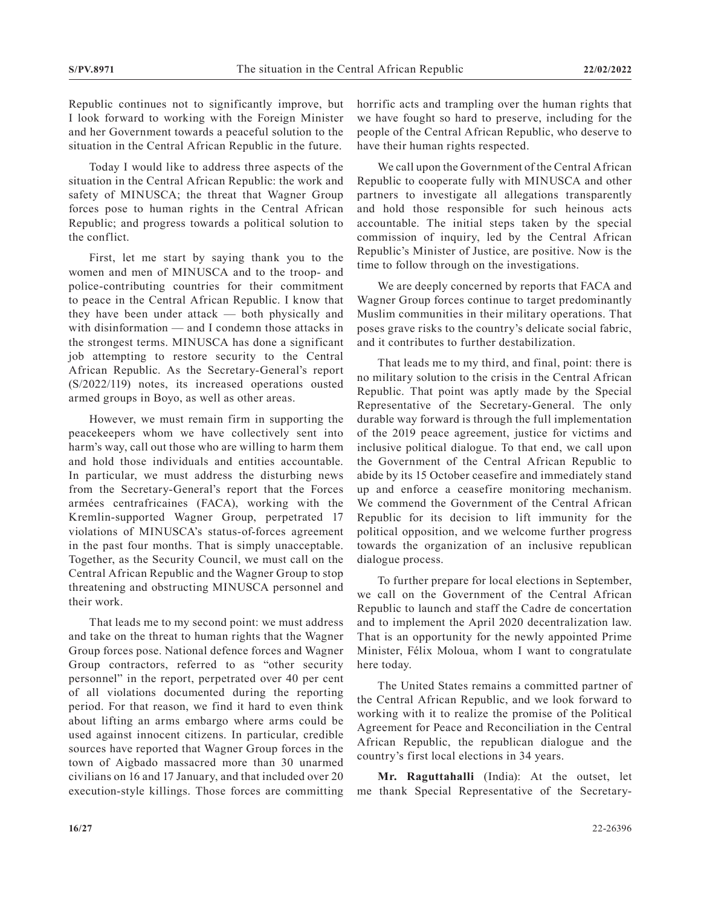Republic continues not to significantly improve, but I look forward to working with the Foreign Minister and her Government towards a peaceful solution to the situation in the Central African Republic in the future.

Today I would like to address three aspects of the situation in the Central African Republic: the work and safety of MINUSCA; the threat that Wagner Group forces pose to human rights in the Central African Republic; and progress towards a political solution to the conflict.

First, let me start by saying thank you to the women and men of MINUSCA and to the troop- and police-contributing countries for their commitment to peace in the Central African Republic. I know that they have been under attack — both physically and with disinformation — and I condemn those attacks in the strongest terms. MINUSCA has done a significant job attempting to restore security to the Central African Republic. As the Secretary-General's report (S/2022/119) notes, its increased operations ousted armed groups in Boyo, as well as other areas.

However, we must remain firm in supporting the peacekeepers whom we have collectively sent into harm's way, call out those who are willing to harm them and hold those individuals and entities accountable. In particular, we must address the disturbing news from the Secretary-General's report that the Forces armées centrafricaines (FACA), working with the Kremlin-supported Wagner Group, perpetrated 17 violations of MINUSCA's status-of-forces agreement in the past four months. That is simply unacceptable. Together, as the Security Council, we must call on the Central African Republic and the Wagner Group to stop threatening and obstructing MINUSCA personnel and their work.

That leads me to my second point: we must address and take on the threat to human rights that the Wagner Group forces pose. National defence forces and Wagner Group contractors, referred to as "other security personnel" in the report, perpetrated over 40 per cent of all violations documented during the reporting period. For that reason, we find it hard to even think about lifting an arms embargo where arms could be used against innocent citizens. In particular, credible sources have reported that Wagner Group forces in the town of Aigbado massacred more than 30 unarmed civilians on 16 and 17 January, and that included over 20 execution-style killings. Those forces are committing horrific acts and trampling over the human rights that we have fought so hard to preserve, including for the people of the Central African Republic, who deserve to have their human rights respected.

We call upon the Government of the Central African Republic to cooperate fully with MINUSCA and other partners to investigate all allegations transparently and hold those responsible for such heinous acts accountable. The initial steps taken by the special commission of inquiry, led by the Central African Republic's Minister of Justice, are positive. Now is the time to follow through on the investigations.

We are deeply concerned by reports that FACA and Wagner Group forces continue to target predominantly Muslim communities in their military operations. That poses grave risks to the country's delicate social fabric, and it contributes to further destabilization.

That leads me to my third, and final, point: there is no military solution to the crisis in the Central African Republic. That point was aptly made by the Special Representative of the Secretary-General. The only durable way forward is through the full implementation of the 2019 peace agreement, justice for victims and inclusive political dialogue. To that end, we call upon the Government of the Central African Republic to abide by its 15 October ceasefire and immediately stand up and enforce a ceasefire monitoring mechanism. We commend the Government of the Central African Republic for its decision to lift immunity for the political opposition, and we welcome further progress towards the organization of an inclusive republican dialogue process.

To further prepare for local elections in September, we call on the Government of the Central African Republic to launch and staff the Cadre de concertation and to implement the April 2020 decentralization law. That is an opportunity for the newly appointed Prime Minister, Félix Moloua, whom I want to congratulate here today.

The United States remains a committed partner of the Central African Republic, and we look forward to working with it to realize the promise of the Political Agreement for Peace and Reconciliation in the Central African Republic, the republican dialogue and the country's first local elections in 34 years.

**Mr. Raguttahalli** (India): At the outset, let me thank Special Representative of the Secretary-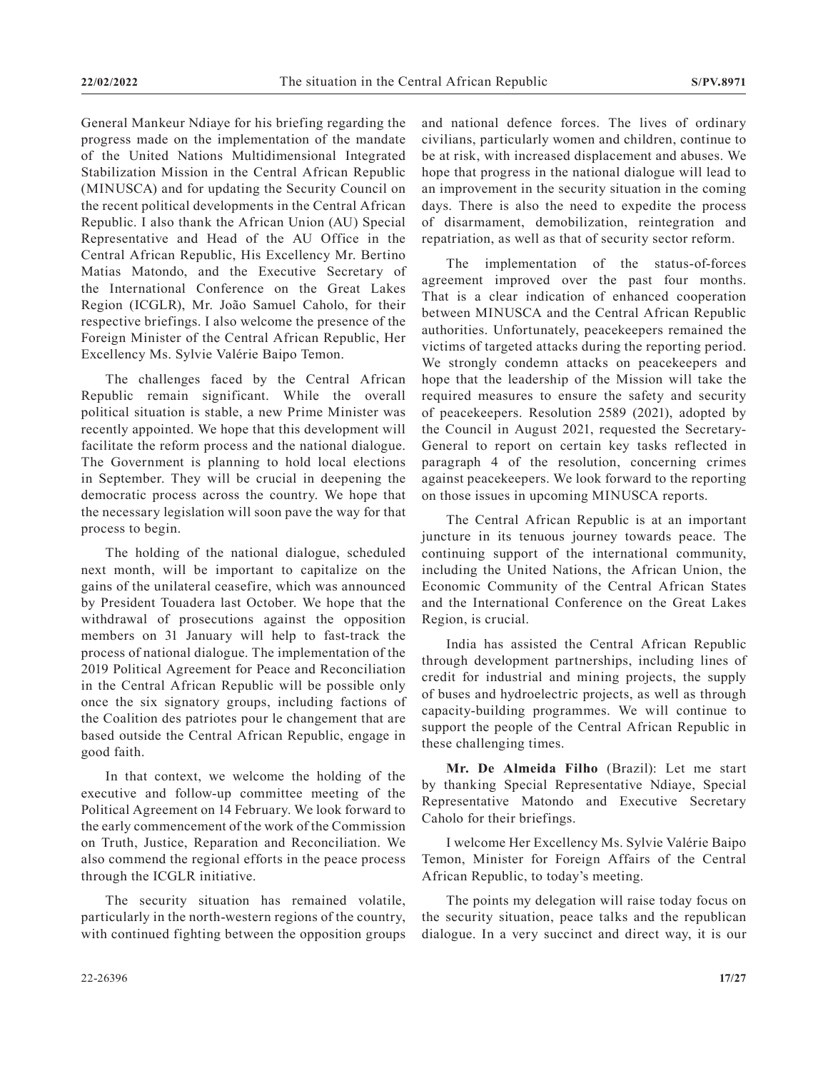General Mankeur Ndiaye for his briefing regarding the progress made on the implementation of the mandate of the United Nations Multidimensional Integrated Stabilization Mission in the Central African Republic (MINUSCA) and for updating the Security Council on the recent political developments in the Central African Republic. I also thank the African Union (AU) Special Representative and Head of the AU Office in the Central African Republic, His Excellency Mr. Bertino Matias Matondo, and the Executive Secretary of the International Conference on the Great Lakes Region (ICGLR), Mr. João Samuel Caholo, for their respective briefings. I also welcome the presence of the Foreign Minister of the Central African Republic, Her Excellency Ms. Sylvie Valérie Baipo Temon.

The challenges faced by the Central African Republic remain significant. While the overall political situation is stable, a new Prime Minister was recently appointed. We hope that this development will facilitate the reform process and the national dialogue. The Government is planning to hold local elections in September. They will be crucial in deepening the democratic process across the country. We hope that the necessary legislation will soon pave the way for that process to begin.

The holding of the national dialogue, scheduled next month, will be important to capitalize on the gains of the unilateral ceasefire, which was announced by President Touadera last October. We hope that the withdrawal of prosecutions against the opposition members on 31 January will help to fast-track the process of national dialogue. The implementation of the 2019 Political Agreement for Peace and Reconciliation in the Central African Republic will be possible only once the six signatory groups, including factions of the Coalition des patriotes pour le changement that are based outside the Central African Republic, engage in good faith.

In that context, we welcome the holding of the executive and follow-up committee meeting of the Political Agreement on 14 February. We look forward to the early commencement of the work of the Commission on Truth, Justice, Reparation and Reconciliation. We also commend the regional efforts in the peace process through the ICGLR initiative.

The security situation has remained volatile, particularly in the north-western regions of the country, with continued fighting between the opposition groups and national defence forces. The lives of ordinary civilians, particularly women and children, continue to be at risk, with increased displacement and abuses. We hope that progress in the national dialogue will lead to an improvement in the security situation in the coming days. There is also the need to expedite the process of disarmament, demobilization, reintegration and repatriation, as well as that of security sector reform.

The implementation of the status-of-forces agreement improved over the past four months. That is a clear indication of enhanced cooperation between MINUSCA and the Central African Republic authorities. Unfortunately, peacekeepers remained the victims of targeted attacks during the reporting period. We strongly condemn attacks on peacekeepers and hope that the leadership of the Mission will take the required measures to ensure the safety and security of peacekeepers. Resolution 2589 (2021), adopted by the Council in August 2021, requested the Secretary-General to report on certain key tasks reflected in paragraph 4 of the resolution, concerning crimes against peacekeepers. We look forward to the reporting on those issues in upcoming MINUSCA reports.

The Central African Republic is at an important juncture in its tenuous journey towards peace. The continuing support of the international community, including the United Nations, the African Union, the Economic Community of the Central African States and the International Conference on the Great Lakes Region, is crucial.

India has assisted the Central African Republic through development partnerships, including lines of credit for industrial and mining projects, the supply of buses and hydroelectric projects, as well as through capacity-building programmes. We will continue to support the people of the Central African Republic in these challenging times.

**Mr. De Almeida Filho** (Brazil): Let me start by thanking Special Representative Ndiaye, Special Representative Matondo and Executive Secretary Caholo for their briefings.

I welcome Her Excellency Ms. Sylvie Valérie Baipo Temon, Minister for Foreign Affairs of the Central African Republic, to today's meeting.

The points my delegation will raise today focus on the security situation, peace talks and the republican dialogue. In a very succinct and direct way, it is our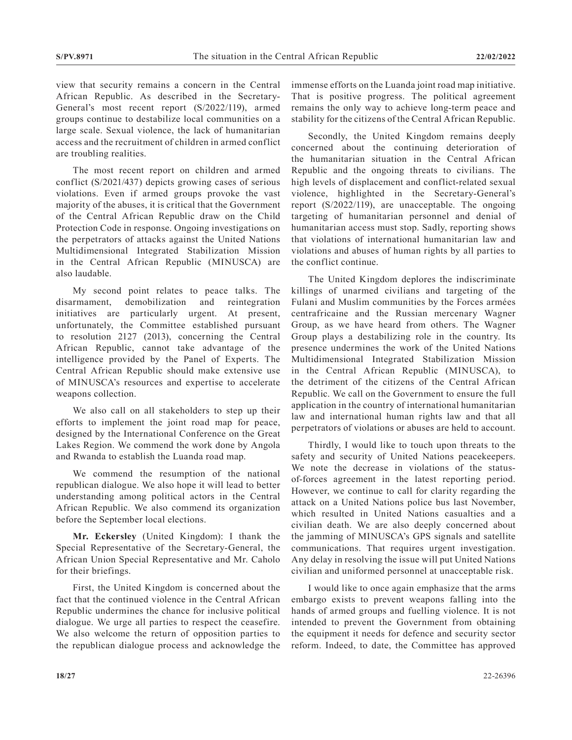view that security remains a concern in the Central African Republic. As described in the Secretary-General's most recent report (S/2022/119), armed groups continue to destabilize local communities on a large scale. Sexual violence, the lack of humanitarian access and the recruitment of children in armed conflict are troubling realities.

The most recent report on children and armed conflict (S/2021/437) depicts growing cases of serious violations. Even if armed groups provoke the vast majority of the abuses, it is critical that the Government of the Central African Republic draw on the Child Protection Code in response. Ongoing investigations on the perpetrators of attacks against the United Nations Multidimensional Integrated Stabilization Mission in the Central African Republic (MINUSCA) are also laudable.

My second point relates to peace talks. The disarmament, demobilization and reintegration initiatives are particularly urgent. At present, unfortunately, the Committee established pursuant to resolution 2127 (2013), concerning the Central African Republic, cannot take advantage of the intelligence provided by the Panel of Experts. The Central African Republic should make extensive use of MINUSCA's resources and expertise to accelerate weapons collection.

We also call on all stakeholders to step up their efforts to implement the joint road map for peace, designed by the International Conference on the Great Lakes Region. We commend the work done by Angola and Rwanda to establish the Luanda road map.

We commend the resumption of the national republican dialogue. We also hope it will lead to better understanding among political actors in the Central African Republic. We also commend its organization before the September local elections.

**Mr. Eckersley** (United Kingdom): I thank the Special Representative of the Secretary-General, the African Union Special Representative and Mr. Caholo for their briefings.

First, the United Kingdom is concerned about the fact that the continued violence in the Central African Republic undermines the chance for inclusive political dialogue. We urge all parties to respect the ceasefire. We also welcome the return of opposition parties to the republican dialogue process and acknowledge the immense efforts on the Luanda joint road map initiative. That is positive progress. The political agreement remains the only way to achieve long-term peace and stability for the citizens of the Central African Republic.

Secondly, the United Kingdom remains deeply concerned about the continuing deterioration of the humanitarian situation in the Central African Republic and the ongoing threats to civilians. The high levels of displacement and conflict-related sexual violence, highlighted in the Secretary-General's report (S/2022/119), are unacceptable. The ongoing targeting of humanitarian personnel and denial of humanitarian access must stop. Sadly, reporting shows that violations of international humanitarian law and violations and abuses of human rights by all parties to the conflict continue.

The United Kingdom deplores the indiscriminate killings of unarmed civilians and targeting of the Fulani and Muslim communities by the Forces armées centrafricaine and the Russian mercenary Wagner Group, as we have heard from others. The Wagner Group plays a destabilizing role in the country. Its presence undermines the work of the United Nations Multidimensional Integrated Stabilization Mission in the Central African Republic (MINUSCA), to the detriment of the citizens of the Central African Republic. We call on the Government to ensure the full application in the country of international humanitarian law and international human rights law and that all perpetrators of violations or abuses are held to account.

Thirdly, I would like to touch upon threats to the safety and security of United Nations peacekeepers. We note the decrease in violations of the status-of-forces agreement in the latest reporting period. However, we continue to call for clarity regarding the attack on a United Nations police bus last November, which resulted in United Nations casualties and a civilian death. We are also deeply concerned about the jamming of MINUSCA's GPS signals and satellite communications. That requires urgent investigation. Any delay in resolving the issue will put United Nations civilian and uniformed personnel at unacceptable risk.

I would like to once again emphasize that the arms embargo exists to prevent weapons falling into the hands of armed groups and fuelling violence. It is not intended to prevent the Government from obtaining the equipment it needs for defence and security sector reform. Indeed, to date, the Committee has approved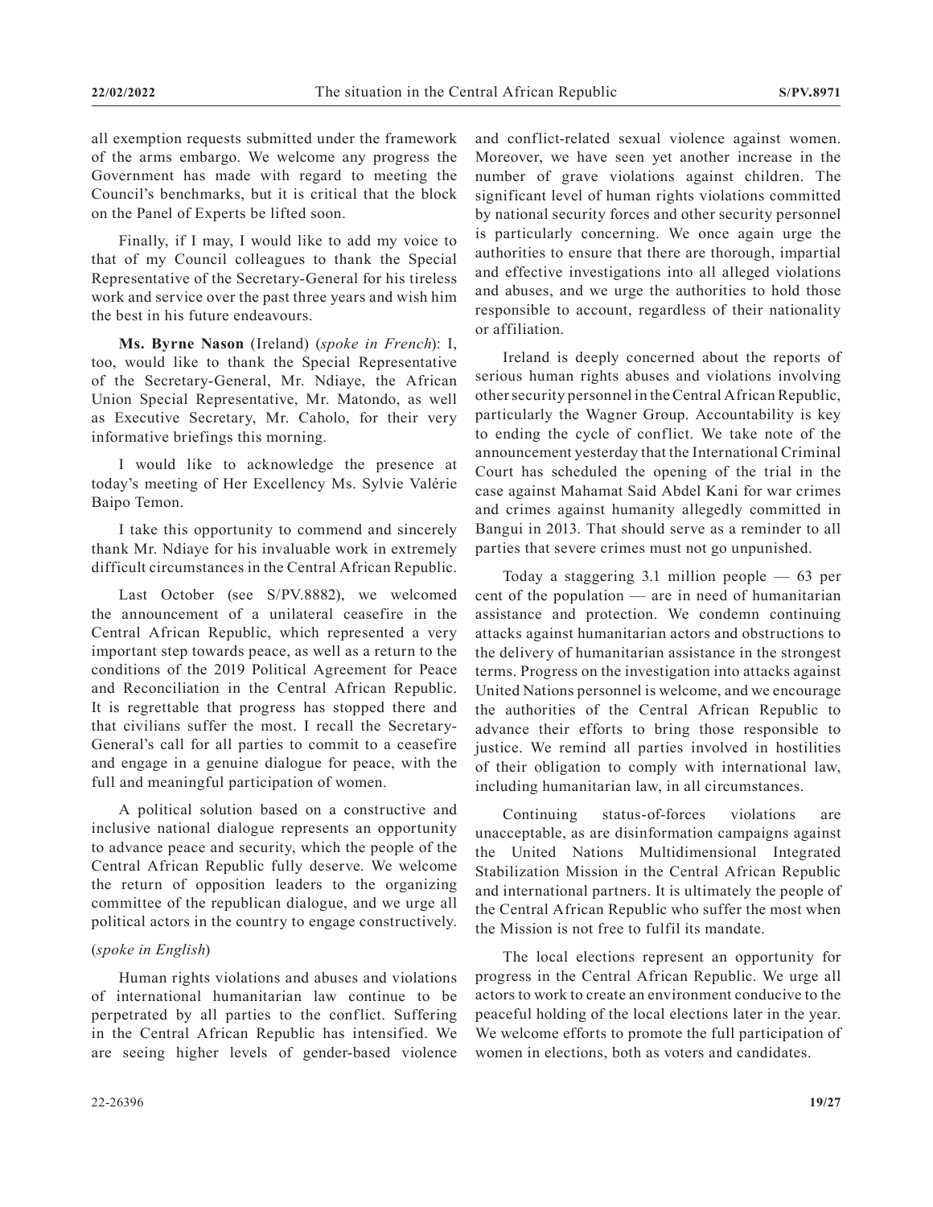all exemption requests submitted under the framework of the arms embargo. We welcome any progress the Government has made with regard to meeting the Council's benchmarks, but it is critical that the block on the Panel of Experts be lifted soon.

Finally, if I may, I would like to add my voice to that of my Council colleagues to thank the Special Representative of the Secretary-General for his tireless work and service over the past three years and wish him the best in his future endeavours.

**Ms. Byrne Nason** (Ireland) (*spoke in French*): I, too, would like to thank the Special Representative of the Secretary-General, Mr. Ndiaye, the African Union Special Representative, Mr. Matondo, as well as Executive Secretary, Mr. Caholo, for their very informative briefings this morning.

I would like to acknowledge the presence at today's meeting of Her Excellency Ms. Sylvie Valérie Baipo Temon.

I take this opportunity to commend and sincerely thank Mr. Ndiaye for his invaluable work in extremely difficult circumstances in the Central African Republic.

Last October (see S/PV.8882), we welcomed the announcement of a unilateral ceasefire in the Central African Republic, which represented a very important step towards peace, as well as a return to the conditions of the 2019 Political Agreement for Peace and Reconciliation in the Central African Republic. It is regrettable that progress has stopped there and that civilians suffer the most. I recall the Secretary-General's call for all parties to commit to a ceasefire and engage in a genuine dialogue for peace, with the full and meaningful participation of women.

A political solution based on a constructive and inclusive national dialogue represents an opportunity to advance peace and security, which the people of the Central African Republic fully deserve. We welcome the return of opposition leaders to the organizing committee of the republican dialogue, and we urge all political actors in the country to engage constructively.

(*spoke in English*)

Human rights violations and abuses and violations of international humanitarian law continue to be perpetrated by all parties to the conflict. Suffering in the Central African Republic has intensified. We are seeing higher levels of gender-based violence and conflict-related sexual violence against women. Moreover, we have seen yet another increase in the number of grave violations against children. The significant level of human rights violations committed by national security forces and other security personnel is particularly concerning. We once again urge the authorities to ensure that there are thorough, impartial and effective investigations into all alleged violations and abuses, and we urge the authorities to hold those responsible to account, regardless of their nationality or affiliation.

Ireland is deeply concerned about the reports of serious human rights abuses and violations involving other security personnel in the Central African Republic, particularly the Wagner Group. Accountability is key to ending the cycle of conflict. We take note of the announcement yesterday that the International Criminal Court has scheduled the opening of the trial in the case against Mahamat Said Abdel Kani for war crimes and crimes against humanity allegedly committed in Bangui in 2013. That should serve as a reminder to all parties that severe crimes must not go unpunished.

Today a staggering 3.1 million people — 63 per cent of the population — are in need of humanitarian assistance and protection. We condemn continuing attacks against humanitarian actors and obstructions to the delivery of humanitarian assistance in the strongest terms. Progress on the investigation into attacks against United Nations personnel is welcome, and we encourage the authorities of the Central African Republic to advance their efforts to bring those responsible to justice. We remind all parties involved in hostilities of their obligation to comply with international law, including humanitarian law, in all circumstances.

Continuing status-of-forces violations are unacceptable, as are disinformation campaigns against the United Nations Multidimensional Integrated Stabilization Mission in the Central African Republic and international partners. It is ultimately the people of the Central African Republic who suffer the most when the Mission is not free to fulfil its mandate.

The local elections represent an opportunity for progress in the Central African Republic. We urge all actors to work to create an environment conducive to the peaceful holding of the local elections later in the year. We welcome efforts to promote the full participation of women in elections, both as voters and candidates.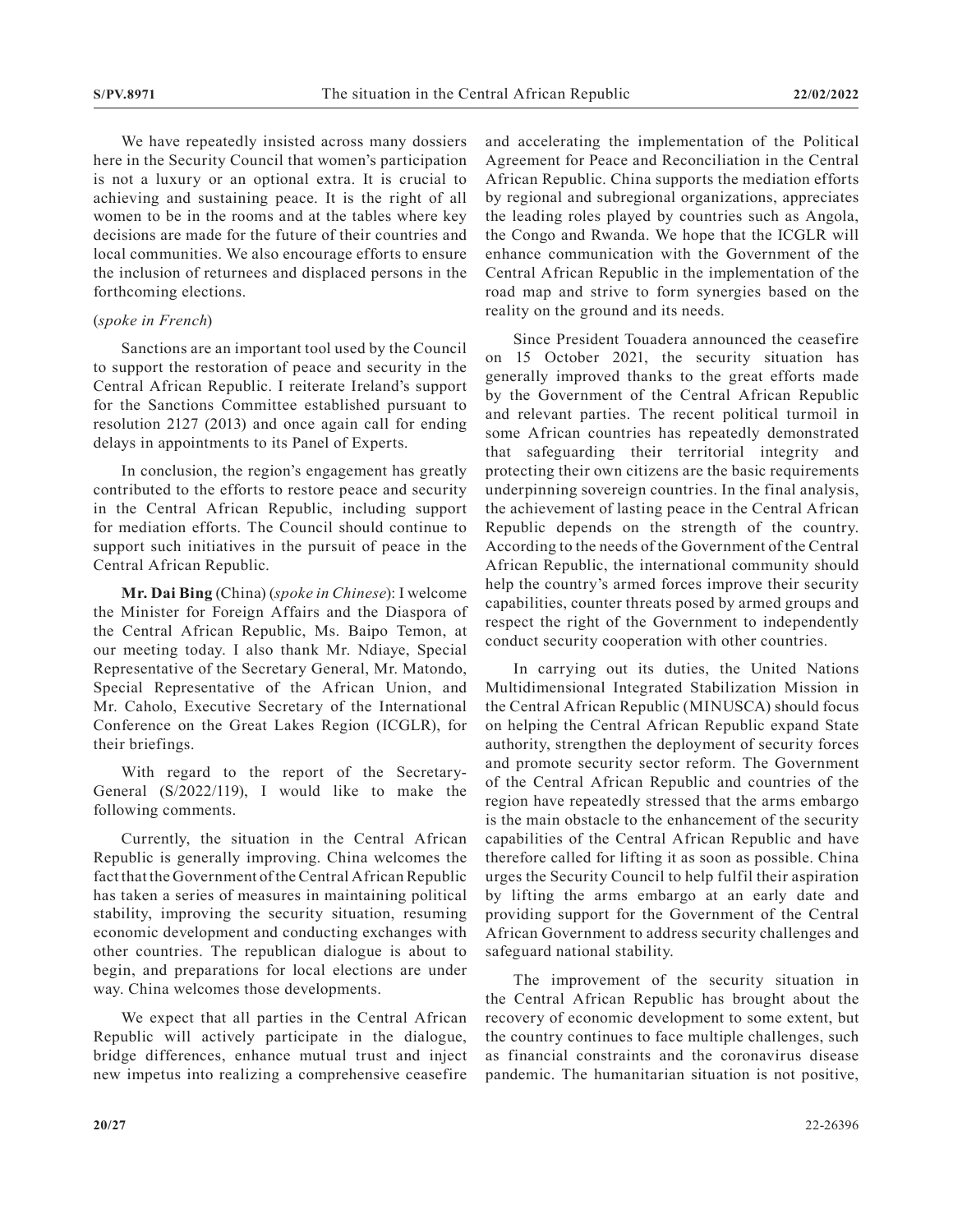We have repeatedly insisted across many dossiers here in the Security Council that women's participation is not a luxury or an optional extra. It is crucial to achieving and sustaining peace. It is the right of all women to be in the rooms and at the tables where key decisions are made for the future of their countries and local communities. We also encourage efforts to ensure the inclusion of returnees and displaced persons in the forthcoming elections.

(*spoke in French*)

Sanctions are an important tool used by the Council to support the restoration of peace and security in the Central African Republic. I reiterate Ireland's support for the Sanctions Committee established pursuant to resolution 2127 (2013) and once again call for ending delays in appointments to its Panel of Experts.

In conclusion, the region's engagement has greatly contributed to the efforts to restore peace and security in the Central African Republic, including support for mediation efforts. The Council should continue to support such initiatives in the pursuit of peace in the Central African Republic.

**Mr. Dai Bing** (China) (*spoke in Chinese*): I welcome the Minister for Foreign Affairs and the Diaspora of the Central African Republic, Ms. Baipo Temon, at our meeting today. I also thank Mr. Ndiaye, Special Representative of the Secretary General, Mr. Matondo, Special Representative of the African Union, and Mr. Caholo, Executive Secretary of the International Conference on the Great Lakes Region (ICGLR), for their briefings.

With regard to the report of the Secretary-General (S/2022/119), I would like to make the following comments.

Currently, the situation in the Central African Republic is generally improving. China welcomes the fact that the Government of the Central African Republic has taken a series of measures in maintaining political stability, improving the security situation, resuming economic development and conducting exchanges with other countries. The republican dialogue is about to begin, and preparations for local elections are under way. China welcomes those developments.

We expect that all parties in the Central African Republic will actively participate in the dialogue, bridge differences, enhance mutual trust and inject new impetus into realizing a comprehensive ceasefire and accelerating the implementation of the Political Agreement for Peace and Reconciliation in the Central African Republic. China supports the mediation efforts by regional and subregional organizations, appreciates the leading roles played by countries such as Angola, the Congo and Rwanda. We hope that the ICGLR will enhance communication with the Government of the Central African Republic in the implementation of the road map and strive to form synergies based on the reality on the ground and its needs.

Since President Touadera announced the ceasefire on 15 October 2021, the security situation has generally improved thanks to the great efforts made by the Government of the Central African Republic and relevant parties. The recent political turmoil in some African countries has repeatedly demonstrated that safeguarding their territorial integrity and protecting their own citizens are the basic requirements underpinning sovereign countries. In the final analysis, the achievement of lasting peace in the Central African Republic depends on the strength of the country. According to the needs of the Government of the Central African Republic, the international community should help the country's armed forces improve their security capabilities, counter threats posed by armed groups and respect the right of the Government to independently conduct security cooperation with other countries.

In carrying out its duties, the United Nations Multidimensional Integrated Stabilization Mission in the Central African Republic (MINUSCA) should focus on helping the Central African Republic expand State authority, strengthen the deployment of security forces and promote security sector reform. The Government of the Central African Republic and countries of the region have repeatedly stressed that the arms embargo is the main obstacle to the enhancement of the security capabilities of the Central African Republic and have therefore called for lifting it as soon as possible. China urges the Security Council to help fulfil their aspiration by lifting the arms embargo at an early date and providing support for the Government of the Central African Government to address security challenges and safeguard national stability.

The improvement of the security situation in the Central African Republic has brought about the recovery of economic development to some extent, but the country continues to face multiple challenges, such as financial constraints and the coronavirus disease pandemic. The humanitarian situation is not positive,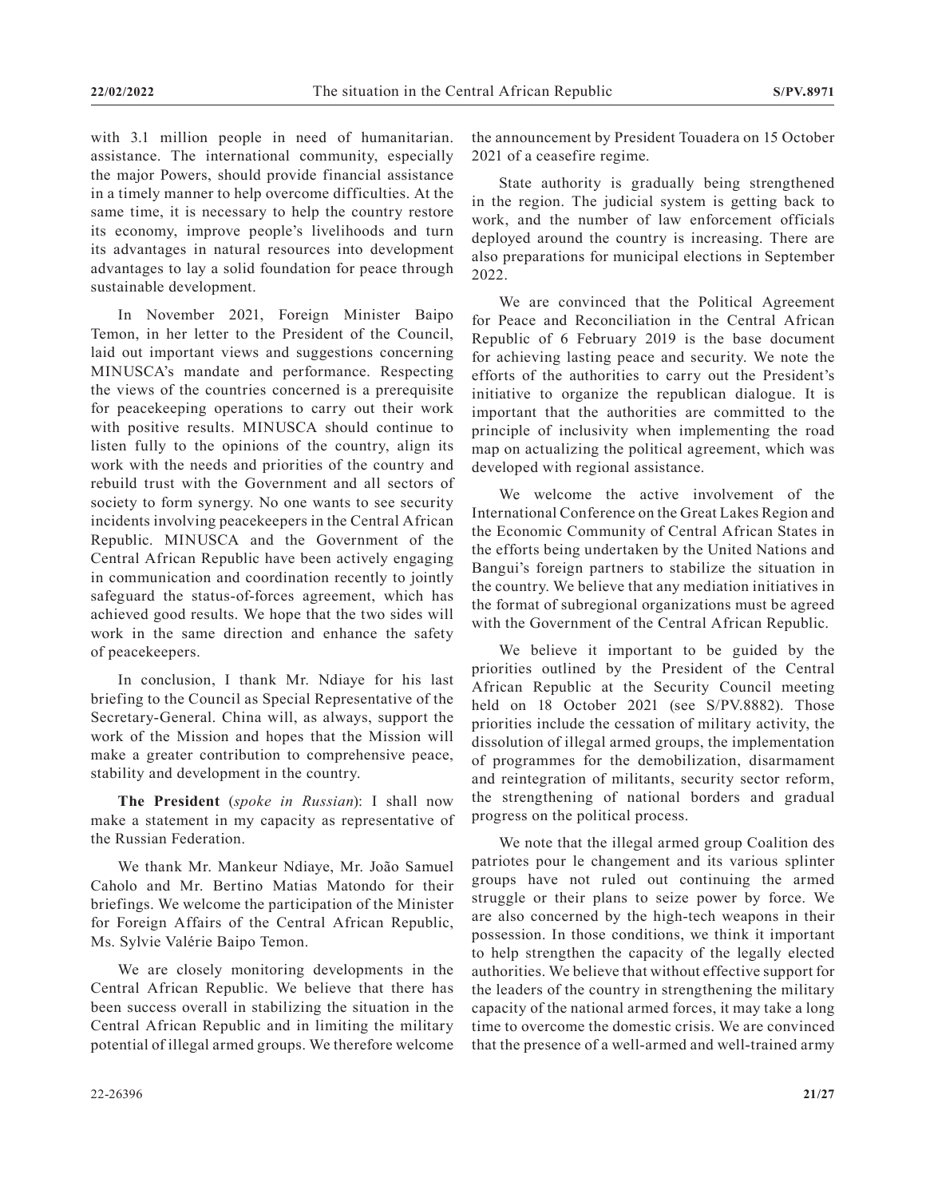with 3.1 million people in need of humanitarian. assistance. The international community, especially the major Powers, should provide financial assistance in a timely manner to help overcome difficulties. At the same time, it is necessary to help the country restore its economy, improve people's livelihoods and turn its advantages in natural resources into development advantages to lay a solid foundation for peace through sustainable development.

In November 2021, Foreign Minister Baipo Temon, in her letter to the President of the Council, laid out important views and suggestions concerning MINUSCA's mandate and performance. Respecting the views of the countries concerned is a prerequisite for peacekeeping operations to carry out their work with positive results. MINUSCA should continue to listen fully to the opinions of the country, align its work with the needs and priorities of the country and rebuild trust with the Government and all sectors of society to form synergy. No one wants to see security incidents involving peacekeepers in the Central African Republic. MINUSCA and the Government of the Central African Republic have been actively engaging in communication and coordination recently to jointly safeguard the status-of-forces agreement, which has achieved good results. We hope that the two sides will work in the same direction and enhance the safety of peacekeepers.

In conclusion, I thank Mr. Ndiaye for his last briefing to the Council as Special Representative of the Secretary-General. China will, as always, support the work of the Mission and hopes that the Mission will make a greater contribution to comprehensive peace, stability and development in the country.

**The President** (*spoke in Russian*): I shall now make a statement in my capacity as representative of the Russian Federation.

We thank Mr. Mankeur Ndiaye, Mr. João Samuel Caholo and Mr. Bertino Matias Matondo for their briefings. We welcome the participation of the Minister for Foreign Affairs of the Central African Republic, Ms. Sylvie Valérie Baipo Temon.

We are closely monitoring developments in the Central African Republic. We believe that there has been success overall in stabilizing the situation in the Central African Republic and in limiting the military potential of illegal armed groups. We therefore welcome the announcement by President Touadera on 15 October 2021 of a ceasefire regime.

State authority is gradually being strengthened in the region. The judicial system is getting back to work, and the number of law enforcement officials deployed around the country is increasing. There are also preparations for municipal elections in September 2022.

We are convinced that the Political Agreement for Peace and Reconciliation in the Central African Republic of 6 February 2019 is the base document for achieving lasting peace and security. We note the efforts of the authorities to carry out the President's initiative to organize the republican dialogue. It is important that the authorities are committed to the principle of inclusivity when implementing the road map on actualizing the political agreement, which was developed with regional assistance.

We welcome the active involvement of the International Conference on the Great Lakes Region and the Economic Community of Central African States in the efforts being undertaken by the United Nations and Bangui's foreign partners to stabilize the situation in the country. We believe that any mediation initiatives in the format of subregional organizations must be agreed with the Government of the Central African Republic.

We believe it important to be guided by the priorities outlined by the President of the Central African Republic at the Security Council meeting held on 18 October 2021 (see S/PV.8882). Those priorities include the cessation of military activity, the dissolution of illegal armed groups, the implementation of programmes for the demobilization, disarmament and reintegration of militants, security sector reform, the strengthening of national borders and gradual progress on the political process.

We note that the illegal armed group Coalition des patriotes pour le changement and its various splinter groups have not ruled out continuing the armed struggle or their plans to seize power by force. We are also concerned by the high-tech weapons in their possession. In those conditions, we think it important to help strengthen the capacity of the legally elected authorities. We believe that without effective support for the leaders of the country in strengthening the military capacity of the national armed forces, it may take a long time to overcome the domestic crisis. We are convinced that the presence of a well-armed and well-trained army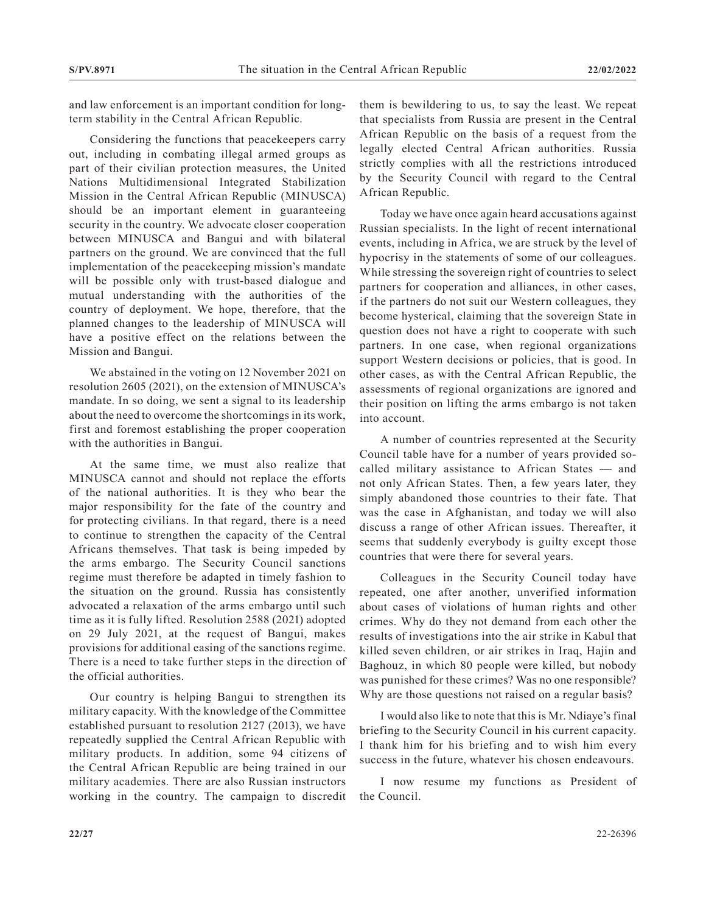and law enforcement is an important condition for long-term stability in the Central African Republic.

Considering the functions that peacekeepers carry out, including in combating illegal armed groups as part of their civilian protection measures, the United Nations Multidimensional Integrated Stabilization Mission in the Central African Republic (MINUSCA) should be an important element in guaranteeing security in the country. We advocate closer cooperation between MINUSCA and Bangui and with bilateral partners on the ground. We are convinced that the full implementation of the peacekeeping mission's mandate will be possible only with trust-based dialogue and mutual understanding with the authorities of the country of deployment. We hope, therefore, that the planned changes to the leadership of MINUSCA will have a positive effect on the relations between the Mission and Bangui.

We abstained in the voting on 12 November 2021 on resolution 2605 (2021), on the extension of MINUSCA's mandate. In so doing, we sent a signal to its leadership about the need to overcome the shortcomings in its work, first and foremost establishing the proper cooperation with the authorities in Bangui.

At the same time, we must also realize that MINUSCA cannot and should not replace the efforts of the national authorities. It is they who bear the major responsibility for the fate of the country and for protecting civilians. In that regard, there is a need to continue to strengthen the capacity of the Central Africans themselves. That task is being impeded by the arms embargo. The Security Council sanctions regime must therefore be adapted in timely fashion to the situation on the ground. Russia has consistently advocated a relaxation of the arms embargo until such time as it is fully lifted. Resolution 2588 (2021) adopted on 29 July 2021, at the request of Bangui, makes provisions for additional easing of the sanctions regime. There is a need to take further steps in the direction of the official authorities.

Our country is helping Bangui to strengthen its military capacity. With the knowledge of the Committee established pursuant to resolution 2127 (2013), we have repeatedly supplied the Central African Republic with military products. In addition, some 94 citizens of the Central African Republic are being trained in our military academies. There are also Russian instructors working in the country. The campaign to discredit them is bewildering to us, to say the least. We repeat that specialists from Russia are present in the Central African Republic on the basis of a request from the legally elected Central African authorities. Russia strictly complies with all the restrictions introduced by the Security Council with regard to the Central African Republic.

Today we have once again heard accusations against Russian specialists. In the light of recent international events, including in Africa, we are struck by the level of hypocrisy in the statements of some of our colleagues. While stressing the sovereign right of countries to select partners for cooperation and alliances, in other cases, if the partners do not suit our Western colleagues, they become hysterical, claiming that the sovereign State in question does not have a right to cooperate with such partners. In one case, when regional organizations support Western decisions or policies, that is good. In other cases, as with the Central African Republic, the assessments of regional organizations are ignored and their position on lifting the arms embargo is not taken into account.

A number of countries represented at the Security Council table have for a number of years provided so-called military assistance to African States — and not only African States. Then, a few years later, they simply abandoned those countries to their fate. That was the case in Afghanistan, and today we will also discuss a range of other African issues. Thereafter, it seems that suddenly everybody is guilty except those countries that were there for several years.

Colleagues in the Security Council today have repeated, one after another, unverified information about cases of violations of human rights and other crimes. Why do they not demand from each other the results of investigations into the air strike in Kabul that killed seven children, or air strikes in Iraq, Hajin and Baghouz, in which 80 people were killed, but nobody was punished for these crimes? Was no one responsible? Why are those questions not raised on a regular basis?

I would also like to note that this is Mr. Ndiaye's final briefing to the Security Council in his current capacity. I thank him for his briefing and to wish him every success in the future, whatever his chosen endeavours.

I now resume my functions as President of the Council.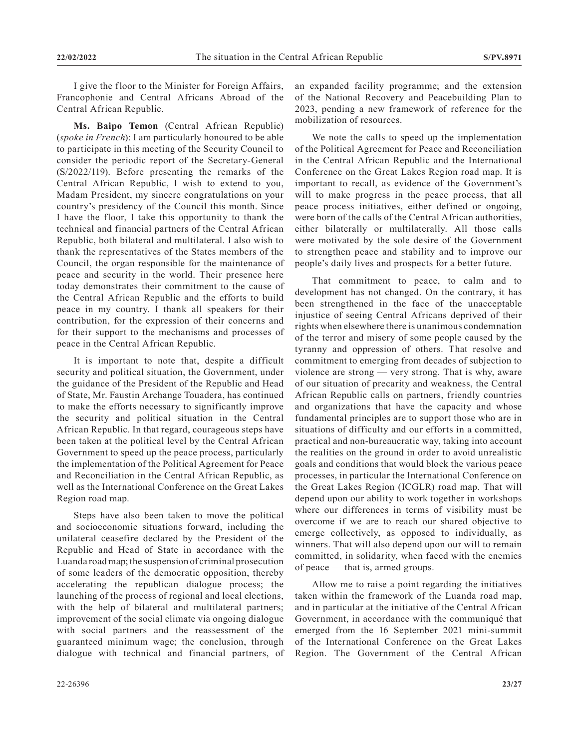I give the floor to the Minister for Foreign Affairs, Francophonie and Central Africans Abroad of the Central African Republic.

**Ms. Baipo Temon** (Central African Republic) (*spoke in French*): I am particularly honoured to be able to participate in this meeting of the Security Council to consider the periodic report of the Secretary-General (S/2022/119). Before presenting the remarks of the Central African Republic, I wish to extend to you, Madam President, my sincere congratulations on your country's presidency of the Council this month. Since I have the floor, I take this opportunity to thank the technical and financial partners of the Central African Republic, both bilateral and multilateral. I also wish to thank the representatives of the States members of the Council, the organ responsible for the maintenance of peace and security in the world. Their presence here today demonstrates their commitment to the cause of the Central African Republic and the efforts to build peace in my country. I thank all speakers for their contribution, for the expression of their concerns and for their support to the mechanisms and processes of peace in the Central African Republic.

It is important to note that, despite a difficult security and political situation, the Government, under the guidance of the President of the Republic and Head of State, Mr. Faustin Archange Touadera, has continued to make the efforts necessary to significantly improve the security and political situation in the Central African Republic. In that regard, courageous steps have been taken at the political level by the Central African Government to speed up the peace process, particularly the implementation of the Political Agreement for Peace and Reconciliation in the Central African Republic, as well as the International Conference on the Great Lakes Region road map.

Steps have also been taken to move the political and socioeconomic situations forward, including the unilateral ceasefire declared by the President of the Republic and Head of State in accordance with the Luanda road map; the suspension of criminal prosecution of some leaders of the democratic opposition, thereby accelerating the republican dialogue process; the launching of the process of regional and local elections, with the help of bilateral and multilateral partners; improvement of the social climate via ongoing dialogue with social partners and the reassessment of the guaranteed minimum wage; the conclusion, through dialogue with technical and financial partners, of an expanded facility programme; and the extension of the National Recovery and Peacebuilding Plan to 2023, pending a new framework of reference for the mobilization of resources.

We note the calls to speed up the implementation of the Political Agreement for Peace and Reconciliation in the Central African Republic and the International Conference on the Great Lakes Region road map. It is important to recall, as evidence of the Government's will to make progress in the peace process, that all peace process initiatives, either defined or ongoing, were born of the calls of the Central African authorities, either bilaterally or multilaterally. All those calls were motivated by the sole desire of the Government to strengthen peace and stability and to improve our people's daily lives and prospects for a better future.

That commitment to peace, to calm and to development has not changed. On the contrary, it has been strengthened in the face of the unacceptable injustice of seeing Central Africans deprived of their rights when elsewhere there is unanimous condemnation of the terror and misery of some people caused by the tyranny and oppression of others. That resolve and commitment to emerging from decades of subjection to violence are strong — very strong. That is why, aware of our situation of precarity and weakness, the Central African Republic calls on partners, friendly countries and organizations that have the capacity and whose fundamental principles are to support those who are in situations of difficulty and our efforts in a committed, practical and non-bureaucratic way, taking into account the realities on the ground in order to avoid unrealistic goals and conditions that would block the various peace processes, in particular the International Conference on the Great Lakes Region (ICGLR) road map. That will depend upon our ability to work together in workshops where our differences in terms of visibility must be overcome if we are to reach our shared objective to emerge collectively, as opposed to individually, as winners. That will also depend upon our will to remain committed, in solidarity, when faced with the enemies of peace — that is, armed groups.

Allow me to raise a point regarding the initiatives taken within the framework of the Luanda road map, and in particular at the initiative of the Central African Government, in accordance with the communiqué that emerged from the 16 September 2021 mini-summit of the International Conference on the Great Lakes Region. The Government of the Central African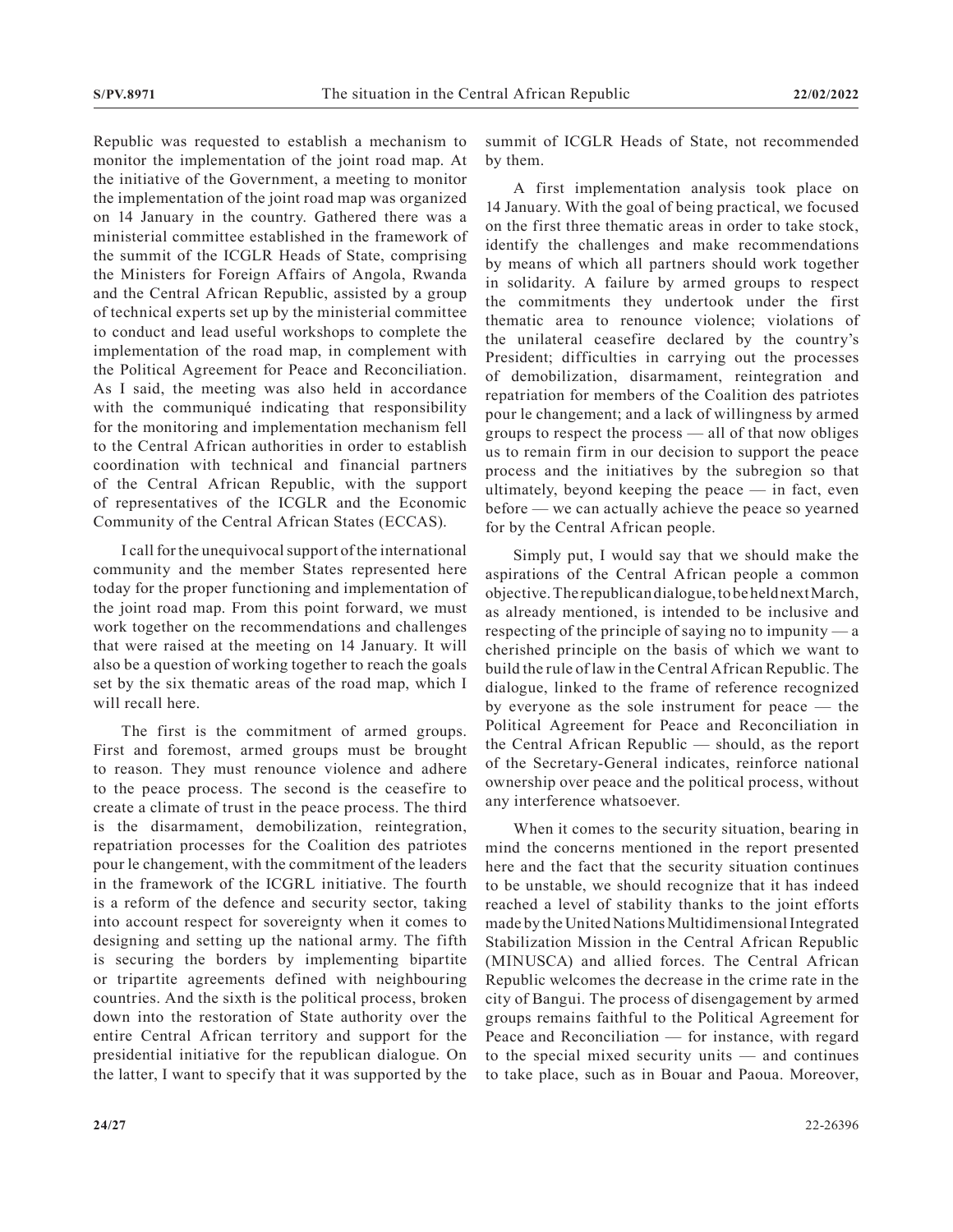Republic was requested to establish a mechanism to monitor the implementation of the joint road map. At the initiative of the Government, a meeting to monitor the implementation of the joint road map was organized on 14 January in the country. Gathered there was a ministerial committee established in the framework of the summit of the ICGLR Heads of State, comprising the Ministers for Foreign Affairs of Angola, Rwanda and the Central African Republic, assisted by a group of technical experts set up by the ministerial committee to conduct and lead useful workshops to complete the implementation of the road map, in complement with the Political Agreement for Peace and Reconciliation. As I said, the meeting was also held in accordance with the communiqué indicating that responsibility for the monitoring and implementation mechanism fell to the Central African authorities in order to establish coordination with technical and financial partners of the Central African Republic, with the support of representatives of the ICGLR and the Economic Community of the Central African States (ECCAS).

I call for the unequivocal support of the international community and the member States represented here today for the proper functioning and implementation of the joint road map. From this point forward, we must work together on the recommendations and challenges that were raised at the meeting on 14 January. It will also be a question of working together to reach the goals set by the six thematic areas of the road map, which I will recall here.

The first is the commitment of armed groups. First and foremost, armed groups must be brought to reason. They must renounce violence and adhere to the peace process. The second is the ceasefire to create a climate of trust in the peace process. The third is the disarmament, demobilization, reintegration, repatriation processes for the Coalition des patriotes pour le changement, with the commitment of the leaders in the framework of the ICGRL initiative. The fourth is a reform of the defence and security sector, taking into account respect for sovereignty when it comes to designing and setting up the national army. The fifth is securing the borders by implementing bipartite or tripartite agreements defined with neighbouring countries. And the sixth is the political process, broken down into the restoration of State authority over the entire Central African territory and support for the presidential initiative for the republican dialogue. On the latter, I want to specify that it was supported by the summit of ICGLR Heads of State, not recommended by them.

A first implementation analysis took place on 14 January. With the goal of being practical, we focused on the first three thematic areas in order to take stock, identify the challenges and make recommendations by means of which all partners should work together in solidarity. A failure by armed groups to respect the commitments they undertook under the first thematic area to renounce violence; violations of the unilateral ceasefire declared by the country's President; difficulties in carrying out the processes of demobilization, disarmament, reintegration and repatriation for members of the Coalition des patriotes pour le changement; and a lack of willingness by armed groups to respect the process — all of that now obliges us to remain firm in our decision to support the peace process and the initiatives by the subregion so that ultimately, beyond keeping the peace — in fact, even before — we can actually achieve the peace so yearned for by the Central African people.

Simply put, I would say that we should make the aspirations of the Central African people a common objective. The republican dialogue, to be held next March, as already mentioned, is intended to be inclusive and respecting of the principle of saying no to impunity — a cherished principle on the basis of which we want to build the rule of law in the Central African Republic. The dialogue, linked to the frame of reference recognized by everyone as the sole instrument for peace — the Political Agreement for Peace and Reconciliation in the Central African Republic — should, as the report of the Secretary-General indicates, reinforce national ownership over peace and the political process, without any interference whatsoever.

When it comes to the security situation, bearing in mind the concerns mentioned in the report presented here and the fact that the security situation continues to be unstable, we should recognize that it has indeed reached a level of stability thanks to the joint efforts made by the United Nations Multidimensional Integrated Stabilization Mission in the Central African Republic (MINUSCA) and allied forces. The Central African Republic welcomes the decrease in the crime rate in the city of Bangui. The process of disengagement by armed groups remains faithful to the Political Agreement for Peace and Reconciliation — for instance, with regard to the special mixed security units — and continues to take place, such as in Bouar and Paoua. Moreover,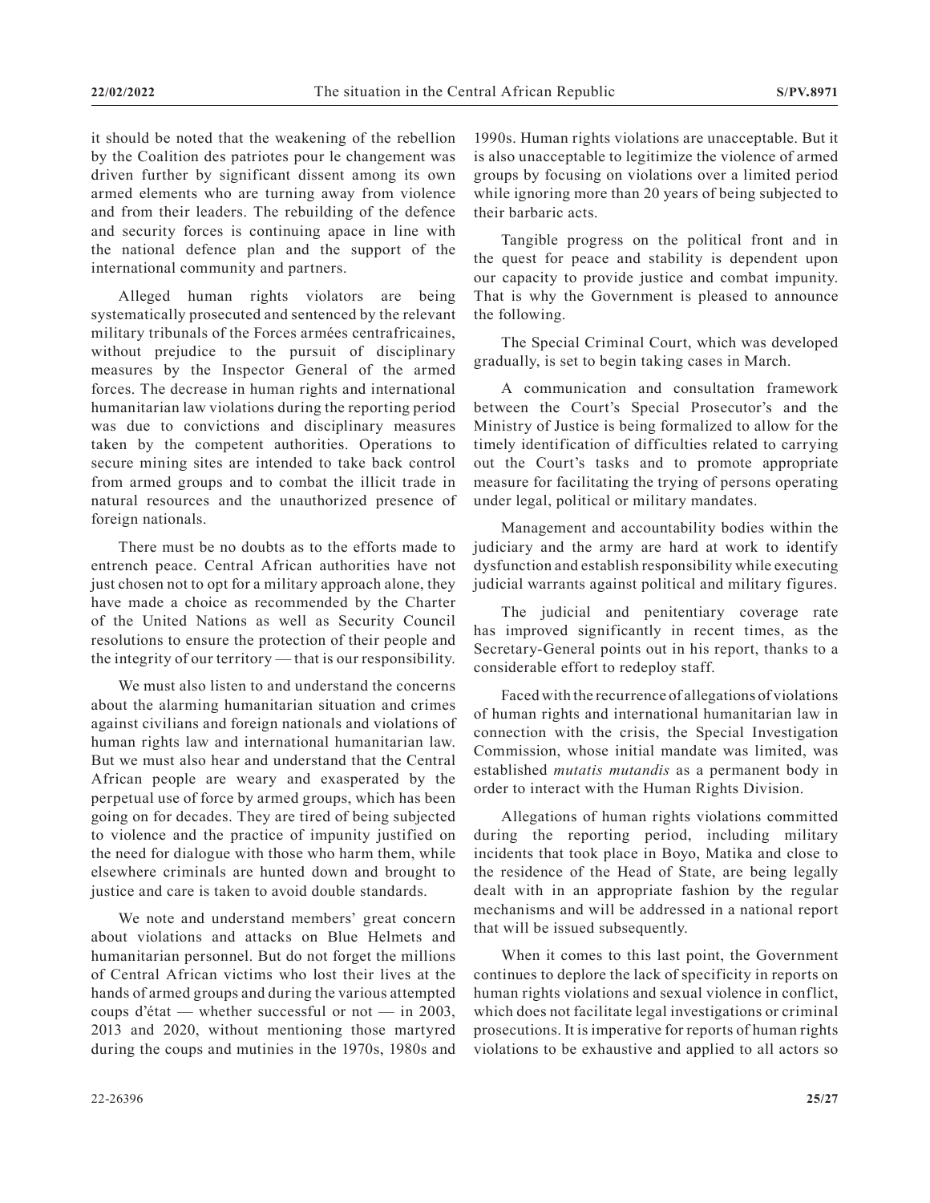it should be noted that the weakening of the rebellion by the Coalition des patriotes pour le changement was driven further by significant dissent among its own armed elements who are turning away from violence and from their leaders. The rebuilding of the defence and security forces is continuing apace in line with the national defence plan and the support of the international community and partners.

Alleged human rights violators are being systematically prosecuted and sentenced by the relevant military tribunals of the Forces armées centrafricaines, without prejudice to the pursuit of disciplinary measures by the Inspector General of the armed forces. The decrease in human rights and international humanitarian law violations during the reporting period was due to convictions and disciplinary measures taken by the competent authorities. Operations to secure mining sites are intended to take back control from armed groups and to combat the illicit trade in natural resources and the unauthorized presence of foreign nationals.

There must be no doubts as to the efforts made to entrench peace. Central African authorities have not just chosen not to opt for a military approach alone, they have made a choice as recommended by the Charter of the United Nations as well as Security Council resolutions to ensure the protection of their people and the integrity of our territory — that is our responsibility.

We must also listen to and understand the concerns about the alarming humanitarian situation and crimes against civilians and foreign nationals and violations of human rights law and international humanitarian law. But we must also hear and understand that the Central African people are weary and exasperated by the perpetual use of force by armed groups, which has been going on for decades. They are tired of being subjected to violence and the practice of impunity justified on the need for dialogue with those who harm them, while elsewhere criminals are hunted down and brought to justice and care is taken to avoid double standards.

We note and understand members' great concern about violations and attacks on Blue Helmets and humanitarian personnel. But do not forget the millions of Central African victims who lost their lives at the hands of armed groups and during the various attempted coups d'état — whether successful or not — in 2003, 2013 and 2020, without mentioning those martyred during the coups and mutinies in the 1970s, 1980s and 1990s. Human rights violations are unacceptable. But it is also unacceptable to legitimize the violence of armed groups by focusing on violations over a limited period while ignoring more than 20 years of being subjected to their barbaric acts.

Tangible progress on the political front and in the quest for peace and stability is dependent upon our capacity to provide justice and combat impunity. That is why the Government is pleased to announce the following.

The Special Criminal Court, which was developed gradually, is set to begin taking cases in March.

A communication and consultation framework between the Court's Special Prosecutor's and the Ministry of Justice is being formalized to allow for the timely identification of difficulties related to carrying out the Court's tasks and to promote appropriate measure for facilitating the trying of persons operating under legal, political or military mandates.

Management and accountability bodies within the judiciary and the army are hard at work to identify dysfunction and establish responsibility while executing judicial warrants against political and military figures.

The judicial and penitentiary coverage rate has improved significantly in recent times, as the Secretary-General points out in his report, thanks to a considerable effort to redeploy staff.

Faced with the recurrence of allegations of violations of human rights and international humanitarian law in connection with the crisis, the Special Investigation Commission, whose initial mandate was limited, was established *mutatis mutandis* as a permanent body in order to interact with the Human Rights Division.

Allegations of human rights violations committed during the reporting period, including military incidents that took place in Boyo, Matika and close to the residence of the Head of State, are being legally dealt with in an appropriate fashion by the regular mechanisms and will be addressed in a national report that will be issued subsequently.

When it comes to this last point, the Government continues to deplore the lack of specificity in reports on human rights violations and sexual violence in conflict, which does not facilitate legal investigations or criminal prosecutions. It is imperative for reports of human rights violations to be exhaustive and applied to all actors so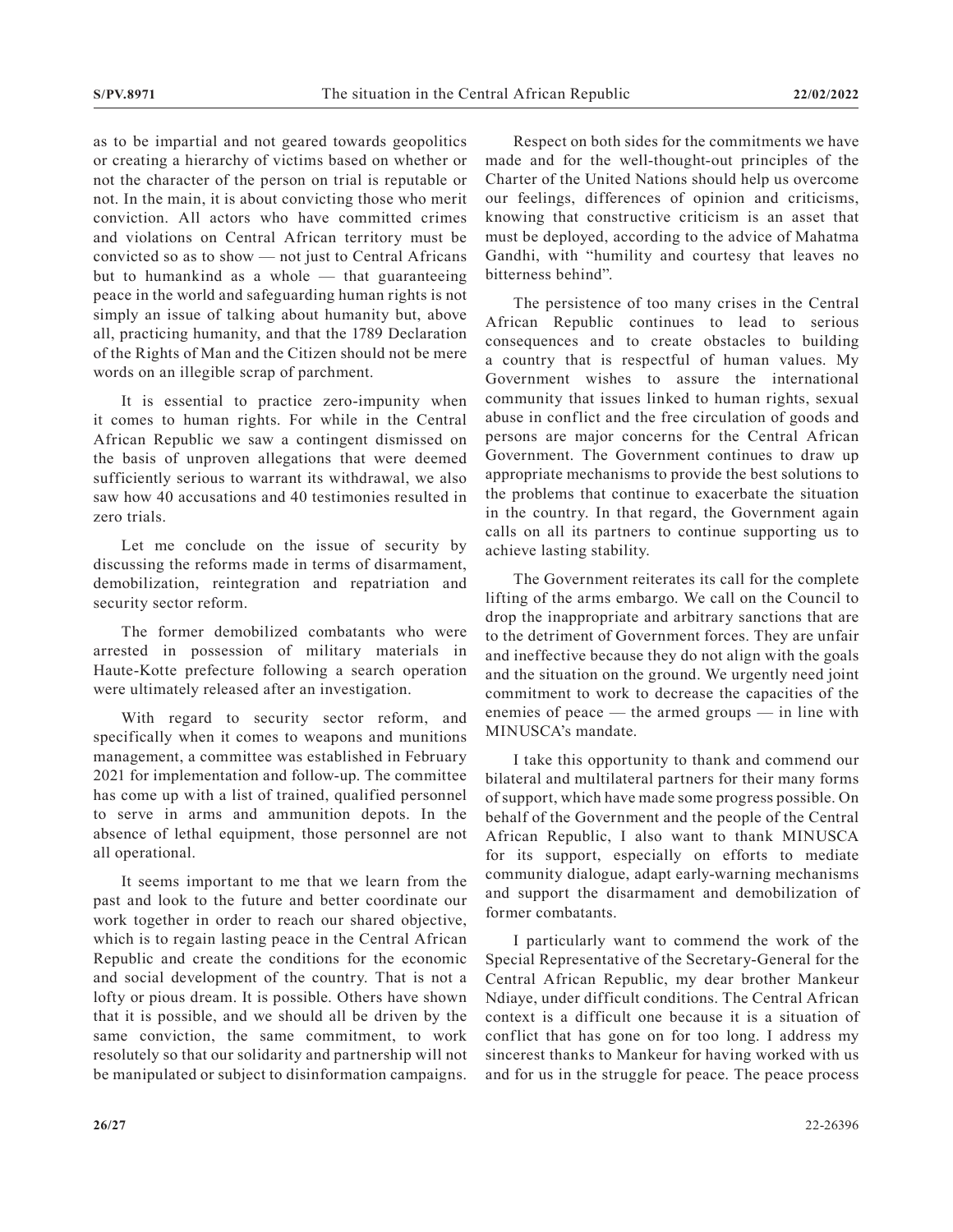as to be impartial and not geared towards geopolitics or creating a hierarchy of victims based on whether or not the character of the person on trial is reputable or not. In the main, it is about convicting those who merit conviction. All actors who have committed crimes and violations on Central African territory must be convicted so as to show — not just to Central Africans but to humankind as a whole — that guaranteeing peace in the world and safeguarding human rights is not simply an issue of talking about humanity but, above all, practicing humanity, and that the 1789 Declaration of the Rights of Man and the Citizen should not be mere words on an illegible scrap of parchment.

It is essential to practice zero-impunity when it comes to human rights. For while in the Central African Republic we saw a contingent dismissed on the basis of unproven allegations that were deemed sufficiently serious to warrant its withdrawal, we also saw how 40 accusations and 40 testimonies resulted in zero trials.

Let me conclude on the issue of security by discussing the reforms made in terms of disarmament, demobilization, reintegration and repatriation and security sector reform.

The former demobilized combatants who were arrested in possession of military materials in Haute-Kotte prefecture following a search operation were ultimately released after an investigation.

With regard to security sector reform, and specifically when it comes to weapons and munitions management, a committee was established in February 2021 for implementation and follow-up. The committee has come up with a list of trained, qualified personnel to serve in arms and ammunition depots. In the absence of lethal equipment, those personnel are not all operational.

It seems important to me that we learn from the past and look to the future and better coordinate our work together in order to reach our shared objective, which is to regain lasting peace in the Central African Republic and create the conditions for the economic and social development of the country. That is not a lofty or pious dream. It is possible. Others have shown that it is possible, and we should all be driven by the same conviction, the same commitment, to work resolutely so that our solidarity and partnership will not be manipulated or subject to disinformation campaigns.

Respect on both sides for the commitments we have made and for the well-thought-out principles of the Charter of the United Nations should help us overcome our feelings, differences of opinion and criticisms, knowing that constructive criticism is an asset that must be deployed, according to the advice of Mahatma Gandhi, with "humility and courtesy that leaves no bitterness behind".

The persistence of too many crises in the Central African Republic continues to lead to serious consequences and to create obstacles to building a country that is respectful of human values. My Government wishes to assure the international community that issues linked to human rights, sexual abuse in conflict and the free circulation of goods and persons are major concerns for the Central African Government. The Government continues to draw up appropriate mechanisms to provide the best solutions to the problems that continue to exacerbate the situation in the country. In that regard, the Government again calls on all its partners to continue supporting us to achieve lasting stability.

The Government reiterates its call for the complete lifting of the arms embargo. We call on the Council to drop the inappropriate and arbitrary sanctions that are to the detriment of Government forces. They are unfair and ineffective because they do not align with the goals and the situation on the ground. We urgently need joint commitment to work to decrease the capacities of the enemies of peace — the armed groups — in line with MINUSCA's mandate.

I take this opportunity to thank and commend our bilateral and multilateral partners for their many forms of support, which have made some progress possible. On behalf of the Government and the people of the Central African Republic, I also want to thank MINUSCA for its support, especially on efforts to mediate community dialogue, adapt early-warning mechanisms and support the disarmament and demobilization of former combatants.

I particularly want to commend the work of the Special Representative of the Secretary-General for the Central African Republic, my dear brother Mankeur Ndiaye, under difficult conditions. The Central African context is a difficult one because it is a situation of conflict that has gone on for too long. I address my sincerest thanks to Mankeur for having worked with us and for us in the struggle for peace. The peace process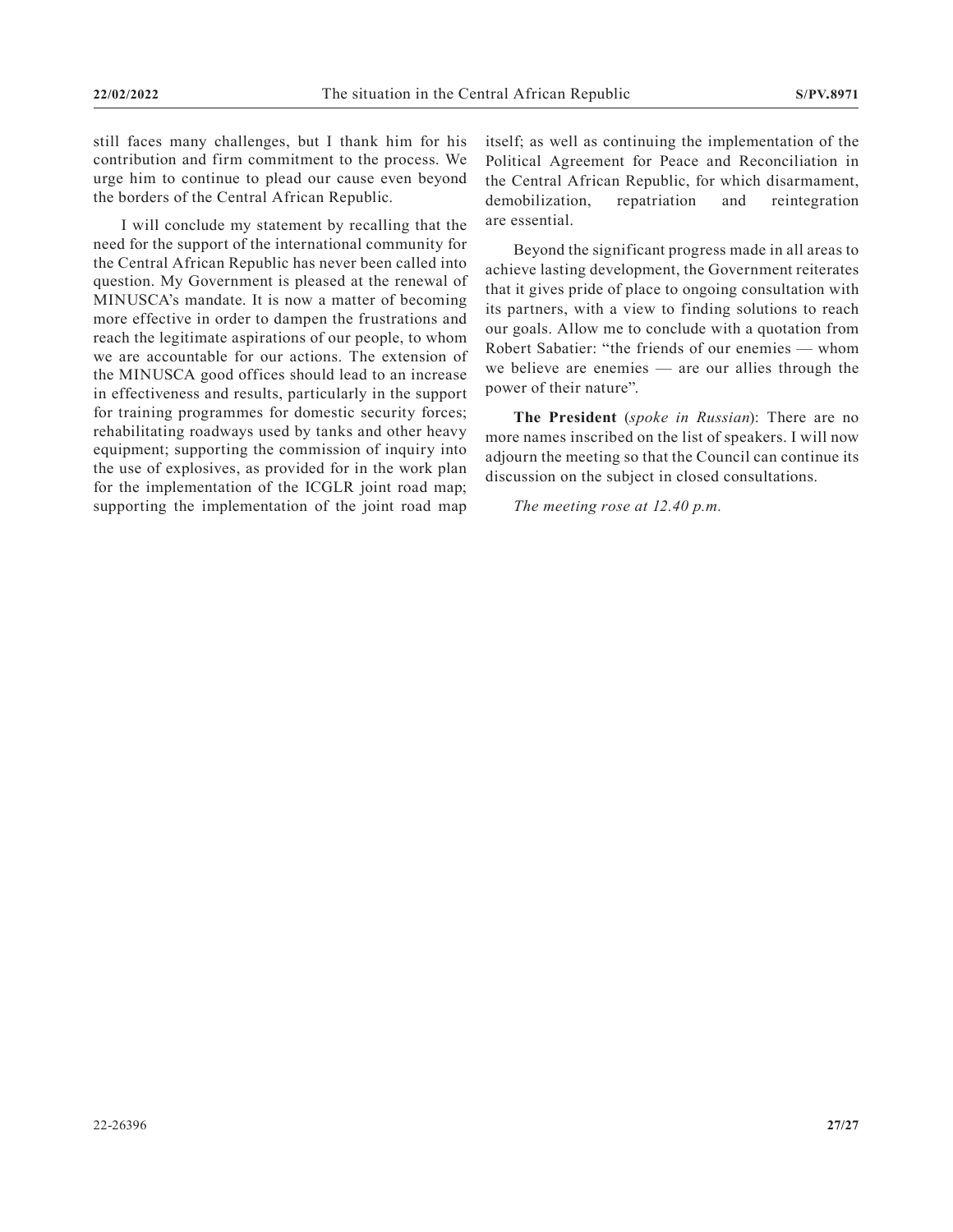still faces many challenges, but I thank him for his contribution and firm commitment to the process. We urge him to continue to plead our cause even beyond the borders of the Central African Republic.

I will conclude my statement by recalling that the need for the support of the international community for the Central African Republic has never been called into question. My Government is pleased at the renewal of MINUSCA's mandate. It is now a matter of becoming more effective in order to dampen the frustrations and reach the legitimate aspirations of our people, to whom we are accountable for our actions. The extension of the MINUSCA good offices should lead to an increase in effectiveness and results, particularly in the support for training programmes for domestic security forces; rehabilitating roadways used by tanks and other heavy equipment; supporting the commission of inquiry into the use of explosives, as provided for in the work plan for the implementation of the ICGLR joint road map; supporting the implementation of the joint road map itself; as well as continuing the implementation of the Political Agreement for Peace and Reconciliation in the Central African Republic, for which disarmament, demobilization, repatriation and reintegration are essential.

Beyond the significant progress made in all areas to achieve lasting development, the Government reiterates that it gives pride of place to ongoing consultation with its partners, with a view to finding solutions to reach our goals. Allow me to conclude with a quotation from Robert Sabatier: "the friends of our enemies — whom we believe are enemies — are our allies through the power of their nature".

**The President** (*spoke in Russian*): There are no more names inscribed on the list of speakers. I will now adjourn the meeting so that the Council can continue its discussion on the subject in closed consultations.

*The meeting rose at 12.40 p.m.*